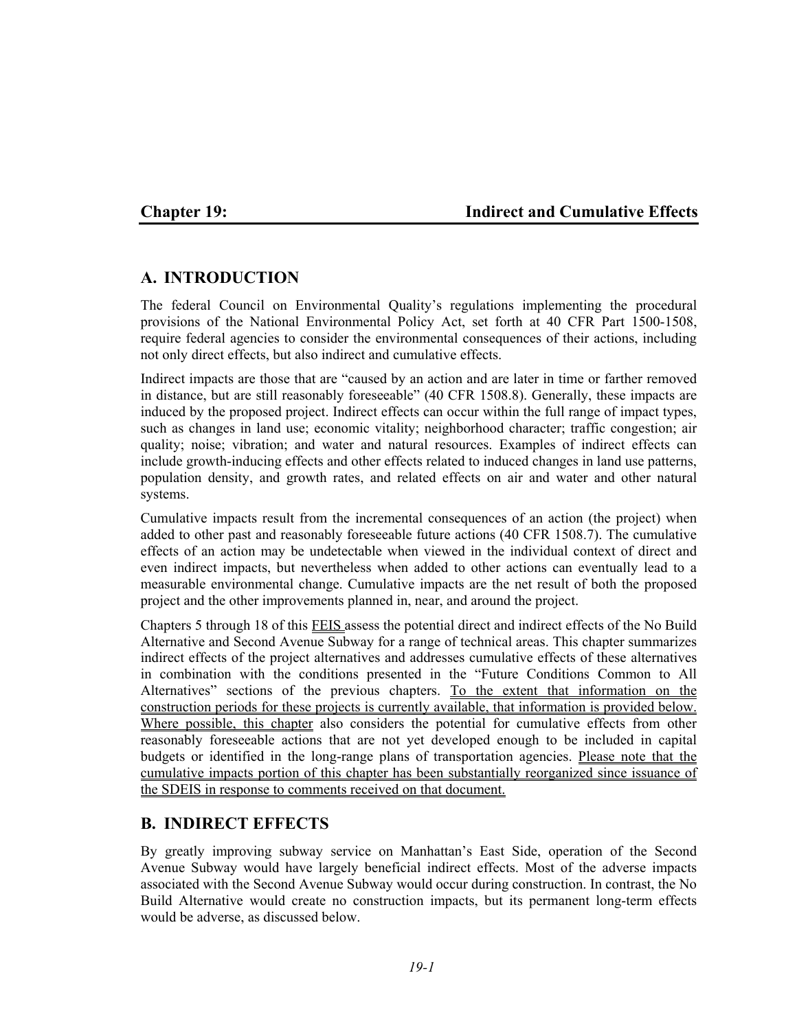# Chapter 19: Indirect and Cumulative Effects

## A. INTRODUCTION

The federal Council on Environmental Quality's regulations implementing the procedural provisions of the National Environmental Policy Act, set forth at 40 CFR Part 1500-1508, require federal agencies to consider the environmental consequences of their actions, including not only direct effects, but also indirect and cumulative effects.

Indirect impacts are those that are "caused by an action and are later in time or farther removed in distance, but are still reasonably foreseeable" (40 CFR 1508.8). Generally, these impacts are induced by the proposed project. Indirect effects can occur within the full range of impact types, such as changes in land use; economic vitality; neighborhood character; traffic congestion; air quality; noise; vibration; and water and natural resources. Examples of indirect effects can include growth-inducing effects and other effects related to induced changes in land use patterns, population density, and growth rates, and related effects on air and water and other natural systems.

Cumulative impacts result from the incremental consequences of an action (the project) when added to other past and reasonably foreseeable future actions (40 CFR 1508.7). The cumulative effects of an action may be undetectable when viewed in the individual context of direct and even indirect impacts, but nevertheless when added to other actions can eventually lead to a measurable environmental change. Cumulative impacts are the net result of both the proposed project and the other improvements planned in, near, and around the project.

Chapters 5 through 18 of this FEIS assess the potential direct and indirect effects of the No Build Alternative and Second Avenue Subway for a range of technical areas. This chapter summarizes indirect effects of the project alternatives and addresses cumulative effects of these alternatives in combination with the conditions presented in the "Future Conditions Common to All Alternatives" sections of the previous chapters. To the extent that information on the construction periods for these projects is currently available, that information is provided below. Where possible, this chapter also considers the potential for cumulative effects from other reasonably foreseeable actions that are not yet developed enough to be included in capital budgets or identified in the long-range plans of transportation agencies. Please note that the cumulative impacts portion of this chapter has been substantially reorganized since issuance of the SDEIS in response to comments received on that document.

## B. INDIRECT EFFECTS

By greatly improving subway service on Manhattan's East Side, operation of the Second Avenue Subway would have largely beneficial indirect effects. Most of the adverse impacts associated with the Second Avenue Subway would occur during construction. In contrast, the No Build Alternative would create no construction impacts, but its permanent long-term effects would be adverse, as discussed below.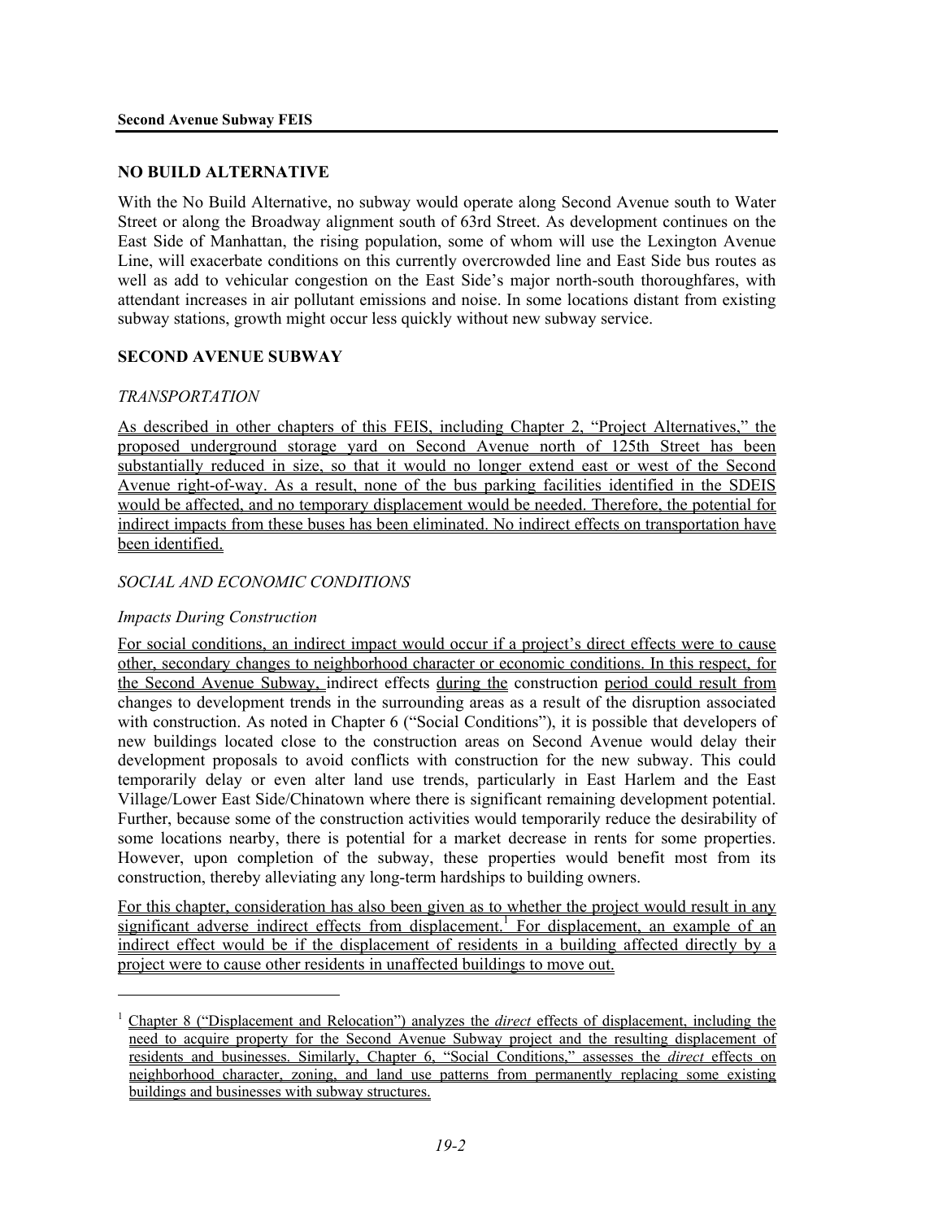## NO BUILD ALTERNATIVE

With the No Build Alternative, no subway would operate along Second Avenue south to Water Street or along the Broadway alignment south of 63rd Street. As development continues on the East Side of Manhattan, the rising population, some of whom will use the Lexington Avenue Line, will exacerbate conditions on this currently overcrowded line and East Side bus routes as well as add to vehicular congestion on the East Side's major north-south thoroughfares, with attendant increases in air pollutant emissions and noise. In some locations distant from existing subway stations, growth might occur less quickly without new subway service.

## SECOND AVENUE SUBWAY

### *TRANSPORTATION*

As described in other chapters of this FEIS, including Chapter 2, "Project Alternatives," the proposed underground storage yard on Second Avenue north of 125th Street has been substantially reduced in size, so that it would no longer extend east or west of the Second Avenue right-of-way. As a result, none of the bus parking facilities identified in the SDEIS would be affected, and no temporary displacement would be needed. Therefore, the potential for indirect impacts from these buses has been eliminated. No indirect effects on transportation have been identified.

### *SOCIAL AND ECONOMIC CONDITIONS*

#### *Impacts During Construction*

For social conditions, an indirect impact would occur if a project's direct effects were to cause other, secondary changes to neighborhood character or economic conditions. In this respect, for the Second Avenue Subway, indirect effects during the construction period could result from changes to development trends in the surrounding areas as a result of the disruption associated with construction. As noted in Chapter 6 ("Social Conditions"), it is possible that developers of new buildings located close to the construction areas on Second Avenue would delay their development proposals to avoid conflicts with construction for the new subway. This could temporarily delay or even alter land use trends, particularly in East Harlem and the East Village/Lower East Side/Chinatown where there is significant remaining development potential. Further, because some of the construction activities would temporarily reduce the desirability of some locations nearby, there is potential for a market decrease in rents for some properties. However, upon completion of the subway, these properties would benefit most from its construction, thereby alleviating any long-term hardships to building owners.

For this chapter, consideration has also been given as to whether the project would result in any significant adverse indirect effects from displacement.[1] For displacement, an example of an indirect effect would be if the displacement of residents in a building affected directly by a project were to cause other residents in unaffected buildings to move out.

[1] Chapter 8 ("Displacement and Relocation") analyzes the *direct* effects of displacement, including the need to acquire property for the Second Avenue Subway project and the resulting displacement of residents and businesses. Similarly, Chapter 6, "Social Conditions," assesses the *direct* effects on neighborhood character, zoning, and land use patterns from permanently replacing some existing buildings and businesses with subway structures.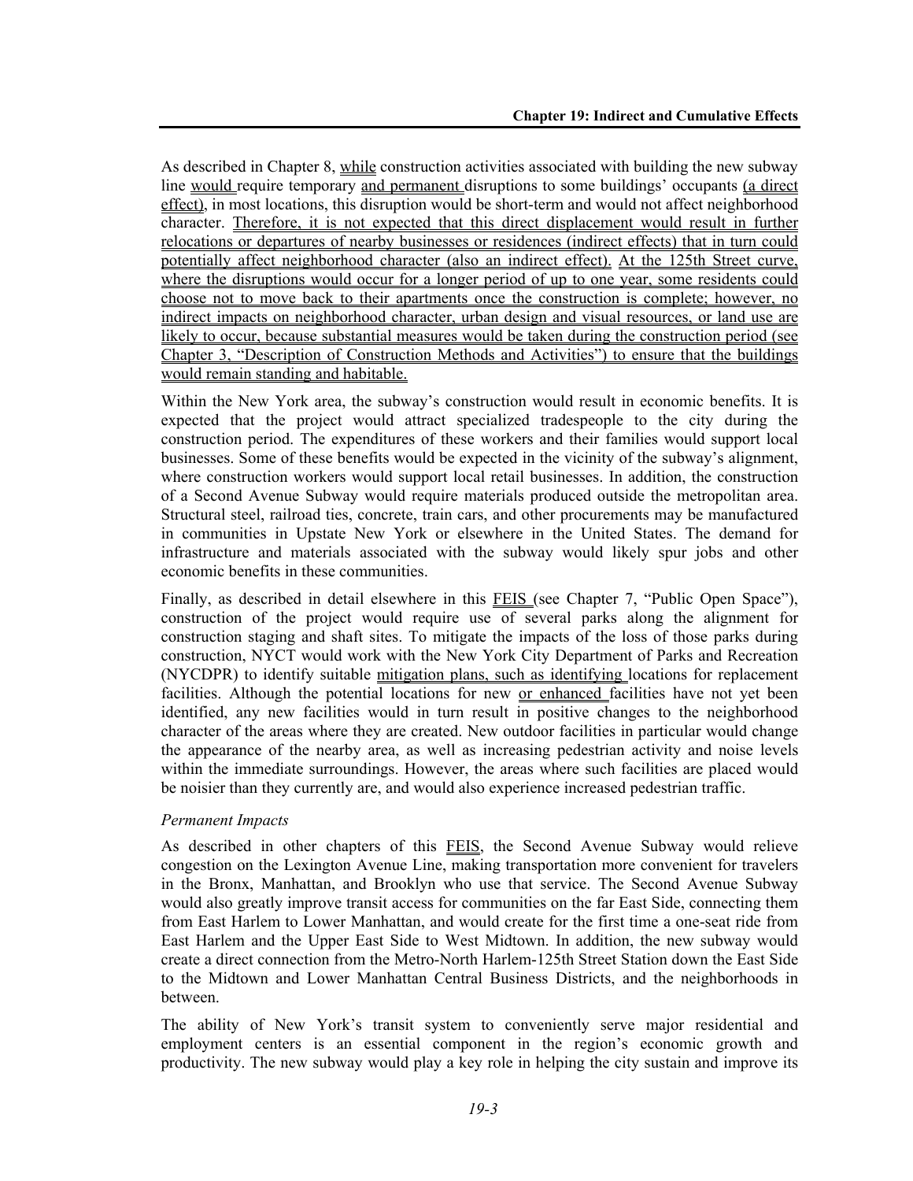As described in Chapter 8, while construction activities associated with building the new subway line would require temporary and permanent disruptions to some buildings' occupants (a direct effect), in most locations, this disruption would be short-term and would not affect neighborhood character. Therefore, it is not expected that this direct displacement would result in further relocations or departures of nearby businesses or residences (indirect effects) that in turn could potentially affect neighborhood character (also an indirect effect). At the 125th Street curve, where the disruptions would occur for a longer period of up to one year, some residents could choose not to move back to their apartments once the construction is complete; however, no indirect impacts on neighborhood character, urban design and visual resources, or land use are likely to occur, because substantial measures would be taken during the construction period (see Chapter 3, "Description of Construction Methods and Activities") to ensure that the buildings would remain standing and habitable.

Within the New York area, the subway's construction would result in economic benefits. It is expected that the project would attract specialized tradespeople to the city during the construction period. The expenditures of these workers and their families would support local businesses. Some of these benefits would be expected in the vicinity of the subway's alignment, where construction workers would support local retail businesses. In addition, the construction of a Second Avenue Subway would require materials produced outside the metropolitan area. Structural steel, railroad ties, concrete, train cars, and other procurements may be manufactured in communities in Upstate New York or elsewhere in the United States. The demand for infrastructure and materials associated with the subway would likely spur jobs and other economic benefits in these communities.

Finally, as described in detail elsewhere in this FEIS (see Chapter 7, "Public Open Space"), construction of the project would require use of several parks along the alignment for construction staging and shaft sites. To mitigate the impacts of the loss of those parks during construction, NYCT would work with the New York City Department of Parks and Recreation (NYCDPR) to identify suitable mitigation plans, such as identifying locations for replacement facilities. Although the potential locations for new or enhanced facilities have not yet been identified, any new facilities would in turn result in positive changes to the neighborhood character of the areas where they are created. New outdoor facilities in particular would change the appearance of the nearby area, as well as increasing pedestrian activity and noise levels within the immediate surroundings. However, the areas where such facilities are placed would be noisier than they currently are, and would also experience increased pedestrian traffic.

*Permanent Impacts*

As described in other chapters of this FEIS, the Second Avenue Subway would relieve congestion on the Lexington Avenue Line, making transportation more convenient for travelers in the Bronx, Manhattan, and Brooklyn who use that service. The Second Avenue Subway would also greatly improve transit access for communities on the far East Side, connecting them from East Harlem to Lower Manhattan, and would create for the first time a one-seat ride from East Harlem and the Upper East Side to West Midtown. In addition, the new subway would create a direct connection from the Metro-North Harlem-125th Street Station down the East Side to the Midtown and Lower Manhattan Central Business Districts, and the neighborhoods in between.

The ability of New York's transit system to conveniently serve major residential and employment centers is an essential component in the region's economic growth and productivity. The new subway would play a key role in helping the city sustain and improve its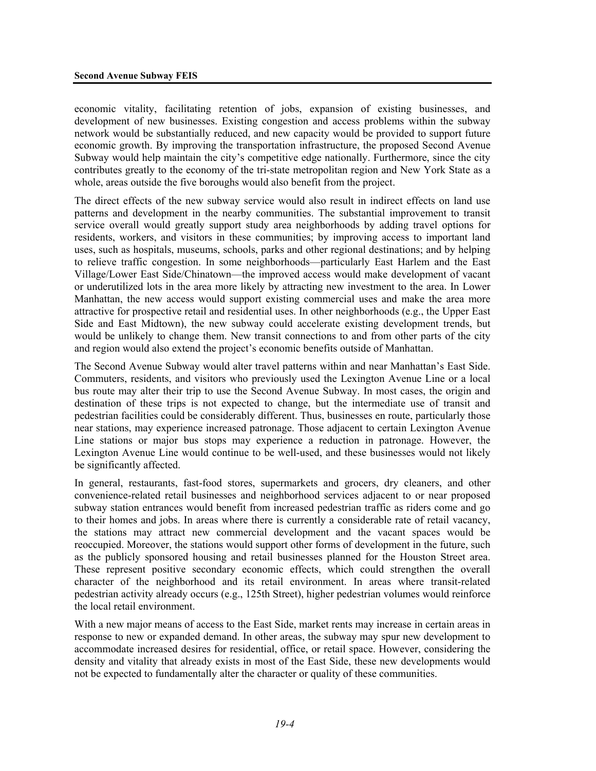economic vitality, facilitating retention of jobs, expansion of existing businesses, and development of new businesses. Existing congestion and access problems within the subway network would be substantially reduced, and new capacity would be provided to support future economic growth. By improving the transportation infrastructure, the proposed Second Avenue Subway would help maintain the city's competitive edge nationally. Furthermore, since the city contributes greatly to the economy of the tri-state metropolitan region and New York State as a whole, areas outside the five boroughs would also benefit from the project.

The direct effects of the new subway service would also result in indirect effects on land use patterns and development in the nearby communities. The substantial improvement to transit service overall would greatly support study area neighborhoods by adding travel options for residents, workers, and visitors in these communities; by improving access to important land uses, such as hospitals, museums, schools, parks and other regional destinations; and by helping to relieve traffic congestion. In some neighborhoods—particularly East Harlem and the East Village/Lower East Side/Chinatown—the improved access would make development of vacant or underutilized lots in the area more likely by attracting new investment to the area. In Lower Manhattan, the new access would support existing commercial uses and make the area more attractive for prospective retail and residential uses. In other neighborhoods (e.g., the Upper East Side and East Midtown), the new subway could accelerate existing development trends, but would be unlikely to change them. New transit connections to and from other parts of the city and region would also extend the project's economic benefits outside of Manhattan.

The Second Avenue Subway would alter travel patterns within and near Manhattan's East Side. Commuters, residents, and visitors who previously used the Lexington Avenue Line or a local bus route may alter their trip to use the Second Avenue Subway. In most cases, the origin and destination of these trips is not expected to change, but the intermediate use of transit and pedestrian facilities could be considerably different. Thus, businesses en route, particularly those near stations, may experience increased patronage. Those adjacent to certain Lexington Avenue Line stations or major bus stops may experience a reduction in patronage. However, the Lexington Avenue Line would continue to be well-used, and these businesses would not likely be significantly affected.

In general, restaurants, fast-food stores, supermarkets and grocers, dry cleaners, and other convenience-related retail businesses and neighborhood services adjacent to or near proposed subway station entrances would benefit from increased pedestrian traffic as riders come and go to their homes and jobs. In areas where there is currently a considerable rate of retail vacancy, the stations may attract new commercial development and the vacant spaces would be reoccupied. Moreover, the stations would support other forms of development in the future, such as the publicly sponsored housing and retail businesses planned for the Houston Street area. These represent positive secondary economic effects, which could strengthen the overall character of the neighborhood and its retail environment. In areas where transit-related pedestrian activity already occurs (e.g., 125th Street), higher pedestrian volumes would reinforce the local retail environment.

With a new major means of access to the East Side, market rents may increase in certain areas in response to new or expanded demand. In other areas, the subway may spur new development to accommodate increased desires for residential, office, or retail space. However, considering the density and vitality that already exists in most of the East Side, these new developments would not be expected to fundamentally alter the character or quality of these communities.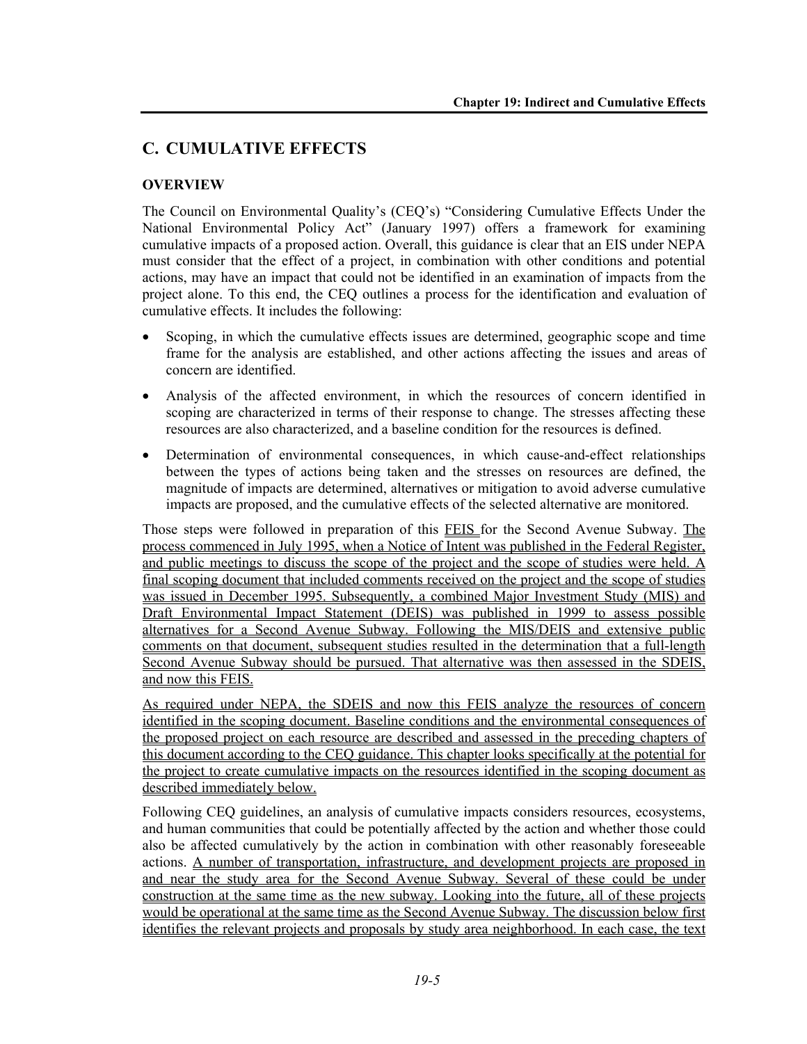## C. CUMULATIVE EFFECTS

### OVERVIEW

The Council on Environmental Quality's (CEQ's) "Considering Cumulative Effects Under the National Environmental Policy Act" (January 1997) offers a framework for examining cumulative impacts of a proposed action. Overall, this guidance is clear that an EIS under NEPA must consider that the effect of a project, in combination with other conditions and potential actions, may have an impact that could not be identified in an examination of impacts from the project alone. To this end, the CEQ outlines a process for the identification and evaluation of cumulative effects. It includes the following:

- Scoping, in which the cumulative effects issues are determined, geographic scope and time frame for the analysis are established, and other actions affecting the issues and areas of concern are identified.
- Analysis of the affected environment, in which the resources of concern identified in scoping are characterized in terms of their response to change. The stresses affecting these resources are also characterized, and a baseline condition for the resources is defined.
- Determination of environmental consequences, in which cause-and-effect relationships between the types of actions being taken and the stresses on resources are defined, the magnitude of impacts are determined, alternatives or mitigation to avoid adverse cumulative impacts are proposed, and the cumulative effects of the selected alternative are monitored.

Those steps were followed in preparation of this FEIS for the Second Avenue Subway. The process commenced in July 1995, when a Notice of Intent was published in the Federal Register, and public meetings to discuss the scope of the project and the scope of studies were held. A final scoping document that included comments received on the project and the scope of studies was issued in December 1995. Subsequently, a combined Major Investment Study (MIS) and Draft Environmental Impact Statement (DEIS) was published in 1999 to assess possible alternatives for a Second Avenue Subway. Following the MIS/DEIS and extensive public comments on that document, subsequent studies resulted in the determination that a full-length Second Avenue Subway should be pursued. That alternative was then assessed in the SDEIS, and now this FEIS.

As required under NEPA, the SDEIS and now this FEIS analyze the resources of concern identified in the scoping document. Baseline conditions and the environmental consequences of the proposed project on each resource are described and assessed in the preceding chapters of this document according to the CEQ guidance. This chapter looks specifically at the potential for the project to create cumulative impacts on the resources identified in the scoping document as described immediately below.

Following CEQ guidelines, an analysis of cumulative impacts considers resources, ecosystems, and human communities that could be potentially affected by the action and whether those could also be affected cumulatively by the action in combination with other reasonably foreseeable actions. A number of transportation, infrastructure, and development projects are proposed in and near the study area for the Second Avenue Subway. Several of these could be under construction at the same time as the new subway. Looking into the future, all of these projects would be operational at the same time as the Second Avenue Subway. The discussion below first identifies the relevant projects and proposals by study area neighborhood. In each case, the text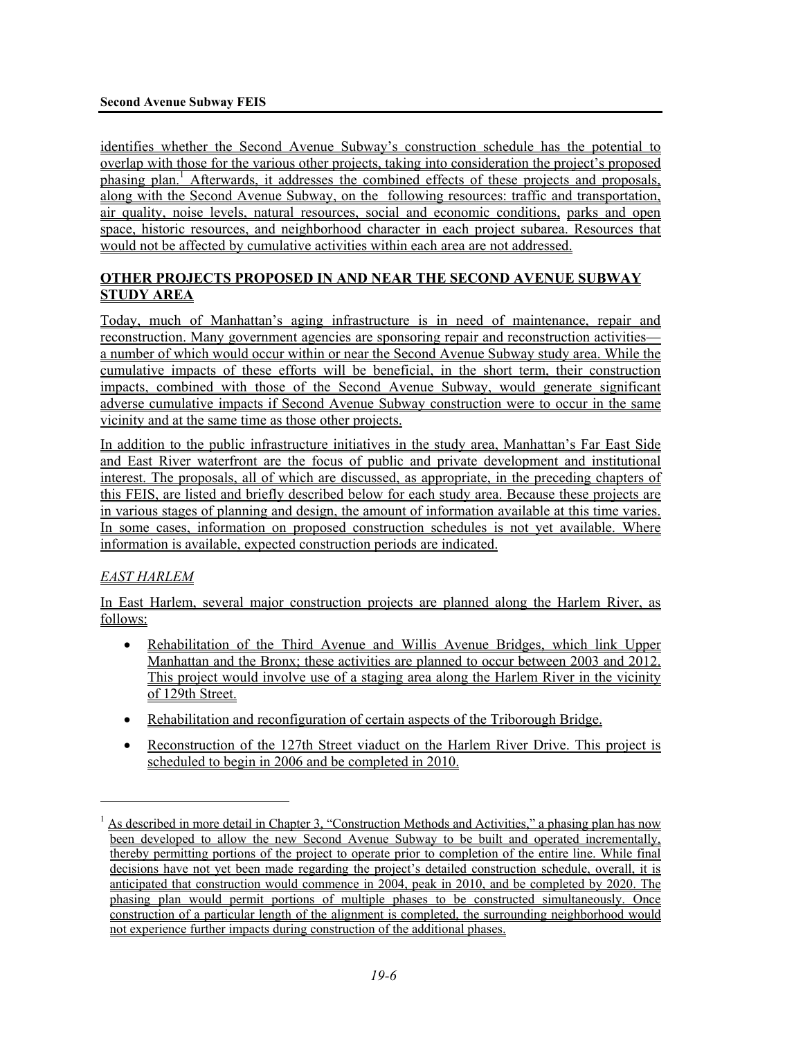identifies whether the Second Avenue Subway's construction schedule has the potential to overlap with those for the various other projects, taking into consideration the project's proposed phasing plan.[1] Afterwards, it addresses the combined effects of these projects and proposals, along with the Second Avenue Subway, on the following resources: traffic and transportation, air quality, noise levels, natural resources, social and economic conditions, parks and open space, historic resources, and neighborhood character in each project subarea. Resources that would not be affected by cumulative activities within each area are not addressed.

## OTHER PROJECTS PROPOSED IN AND NEAR THE SECOND AVENUE SUBWAY STUDY AREA

Today, much of Manhattan's aging infrastructure is in need of maintenance, repair and reconstruction. Many government agencies are sponsoring repair and reconstruction activities—a number of which would occur within or near the Second Avenue Subway study area. While the cumulative impacts of these efforts will be beneficial, in the short term, their construction impacts, combined with those of the Second Avenue Subway, would generate significant adverse cumulative impacts if Second Avenue Subway construction were to occur in the same vicinity and at the same time as those other projects.

In addition to the public infrastructure initiatives in the study area, Manhattan's Far East Side and East River waterfront are the focus of public and private development and institutional interest. The proposals, all of which are discussed, as appropriate, in the preceding chapters of this FEIS, are listed and briefly described below for each study area. Because these projects are in various stages of planning and design, the amount of information available at this time varies. In some cases, information on proposed construction schedules is not yet available. Where information is available, expected construction periods are indicated.

### *EAST HARLEM*

In East Harlem, several major construction projects are planned along the Harlem River, as follows:

- Rehabilitation of the Third Avenue and Willis Avenue Bridges, which link Upper Manhattan and the Bronx; these activities are planned to occur between 2003 and 2012. This project would involve use of a staging area along the Harlem River in the vicinity of 129th Street.
- Rehabilitation and reconfiguration of certain aspects of the Triborough Bridge.
- Reconstruction of the 127th Street viaduct on the Harlem River Drive. This project is scheduled to begin in 2006 and be completed in 2010.

---

[1] As described in more detail in Chapter 3, "Construction Methods and Activities," a phasing plan has now been developed to allow the new Second Avenue Subway to be built and operated incrementally, thereby permitting portions of the project to operate prior to completion of the entire line. While final decisions have not yet been made regarding the project's detailed construction schedule, overall, it is anticipated that construction would commence in 2004, peak in 2010, and be completed by 2020. The phasing plan would permit portions of multiple phases to be constructed simultaneously. Once construction of a particular length of the alignment is completed, the surrounding neighborhood would not experience further impacts during construction of the additional phases.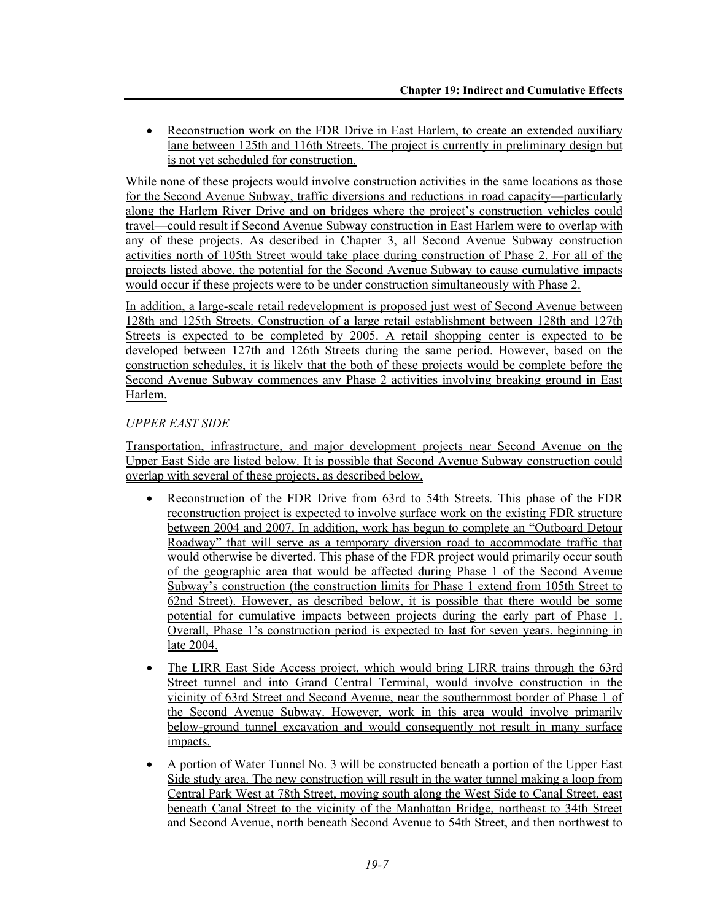- Reconstruction work on the FDR Drive in East Harlem, to create an extended auxiliary lane between 125th and 116th Streets. The project is currently in preliminary design but is not yet scheduled for construction.

While none of these projects would involve construction activities in the same locations as those for the Second Avenue Subway, traffic diversions and reductions in road capacity—particularly along the Harlem River Drive and on bridges where the project's construction vehicles could travel—could result if Second Avenue Subway construction in East Harlem were to overlap with any of these projects. As described in Chapter 3, all Second Avenue Subway construction activities north of 105th Street would take place during construction of Phase 2. For all of the projects listed above, the potential for the Second Avenue Subway to cause cumulative impacts would occur if these projects were to be under construction simultaneously with Phase 2.

In addition, a large-scale retail redevelopment is proposed just west of Second Avenue between 128th and 125th Streets. Construction of a large retail establishment between 128th and 127th Streets is expected to be completed by 2005. A retail shopping center is expected to be developed between 127th and 126th Streets during the same period. However, based on the construction schedules, it is likely that the both of these projects would be complete before the Second Avenue Subway commences any Phase 2 activities involving breaking ground in East Harlem.

*UPPER EAST SIDE*

Transportation, infrastructure, and major development projects near Second Avenue on the Upper East Side are listed below. It is possible that Second Avenue Subway construction could overlap with several of these projects, as described below.

- Reconstruction of the FDR Drive from 63rd to 54th Streets. This phase of the FDR reconstruction project is expected to involve surface work on the existing FDR structure between 2004 and 2007. In addition, work has begun to complete an "Outboard Detour Roadway" that will serve as a temporary diversion road to accommodate traffic that would otherwise be diverted. This phase of the FDR project would primarily occur south of the geographic area that would be affected during Phase 1 of the Second Avenue Subway's construction (the construction limits for Phase 1 extend from 105th Street to 62nd Street). However, as described below, it is possible that there would be some potential for cumulative impacts between projects during the early part of Phase 1. Overall, Phase 1's construction period is expected to last for seven years, beginning in late 2004.
- The LIRR East Side Access project, which would bring LIRR trains through the 63rd Street tunnel and into Grand Central Terminal, would involve construction in the vicinity of 63rd Street and Second Avenue, near the southernmost border of Phase 1 of the Second Avenue Subway. However, work in this area would involve primarily below-ground tunnel excavation and would consequently not result in many surface impacts.
- A portion of Water Tunnel No. 3 will be constructed beneath a portion of the Upper East Side study area. The new construction will result in the water tunnel making a loop from Central Park West at 78th Street, moving south along the West Side to Canal Street, east beneath Canal Street to the vicinity of the Manhattan Bridge, northeast to 34th Street and Second Avenue, north beneath Second Avenue to 54th Street, and then northwest to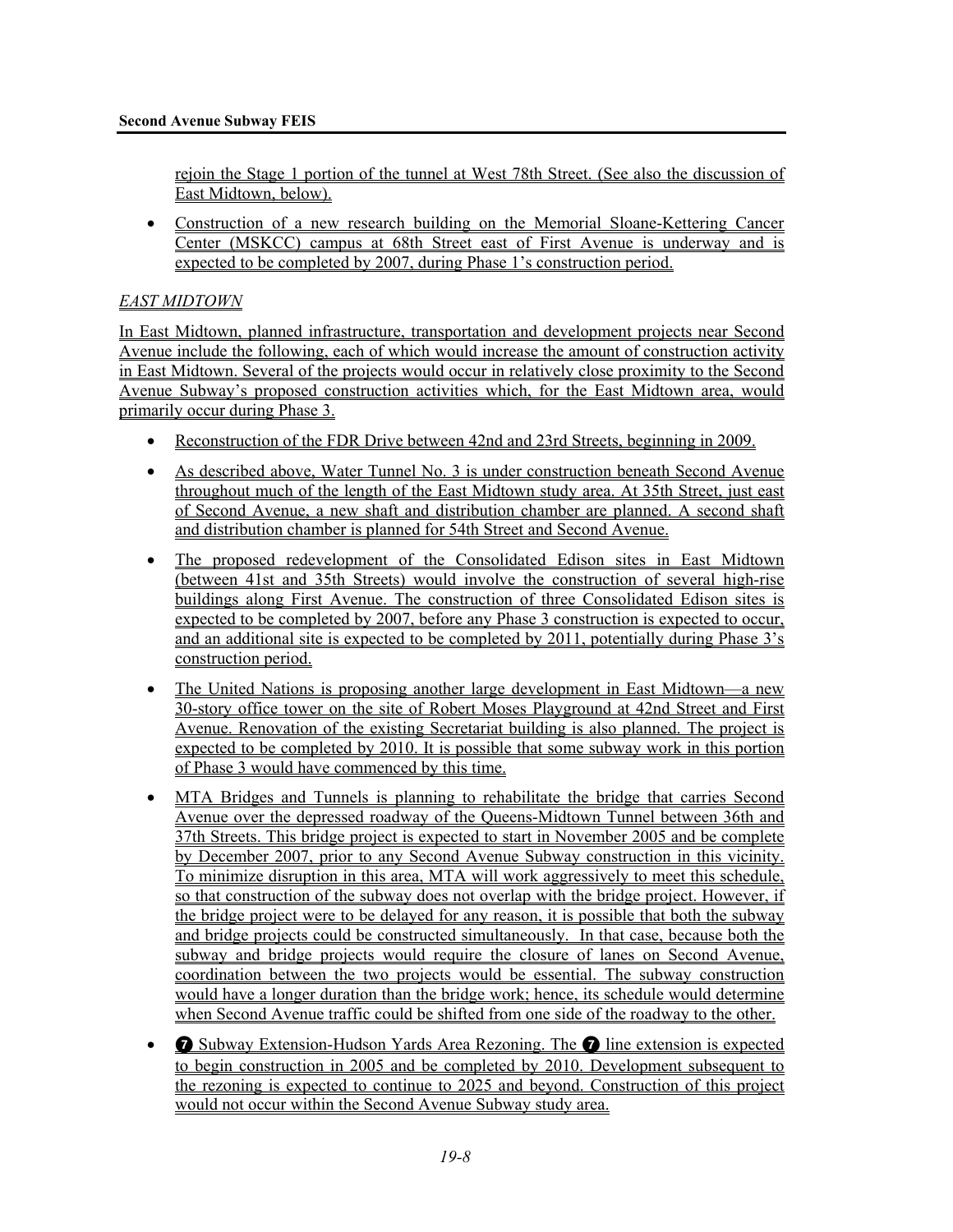rejoin the Stage 1 portion of the tunnel at West 78th Street. (See also the discussion of East Midtown, below).

- Construction of a new research building on the Memorial Sloane-Kettering Cancer Center (MSKCC) campus at 68th Street east of First Avenue is underway and is expected to be completed by 2007, during Phase 1's construction period.

*EAST MIDTOWN*

In East Midtown, planned infrastructure, transportation and development projects near Second Avenue include the following, each of which would increase the amount of construction activity in East Midtown. Several of the projects would occur in relatively close proximity to the Second Avenue Subway's proposed construction activities which, for the East Midtown area, would primarily occur during Phase 3.

- Reconstruction of the FDR Drive between 42nd and 23rd Streets, beginning in 2009.
- As described above, Water Tunnel No. 3 is under construction beneath Second Avenue throughout much of the length of the East Midtown study area. At 35th Street, just east of Second Avenue, a new shaft and distribution chamber are planned. A second shaft and distribution chamber is planned for 54th Street and Second Avenue.
- The proposed redevelopment of the Consolidated Edison sites in East Midtown (between 41st and 35th Streets) would involve the construction of several high-rise buildings along First Avenue. The construction of three Consolidated Edison sites is expected to be completed by 2007, before any Phase 3 construction is expected to occur, and an additional site is expected to be completed by 2011, potentially during Phase 3's construction period.
- The United Nations is proposing another large development in East Midtown—a new 30-story office tower on the site of Robert Moses Playground at 42nd Street and First Avenue. Renovation of the existing Secretariat building is also planned. The project is expected to be completed by 2010. It is possible that some subway work in this portion of Phase 3 would have commenced by this time.
- MTA Bridges and Tunnels is planning to rehabilitate the bridge that carries Second Avenue over the depressed roadway of the Queens-Midtown Tunnel between 36th and 37th Streets. This bridge project is expected to start in November 2005 and be complete by December 2007, prior to any Second Avenue Subway construction in this vicinity. To minimize disruption in this area, MTA will work aggressively to meet this schedule, so that construction of the subway does not overlap with the bridge project. However, if the bridge project were to be delayed for any reason, it is possible that both the subway and bridge projects could be constructed simultaneously. In that case, because both the subway and bridge projects would require the closure of lanes on Second Avenue, coordination between the two projects would be essential. The subway construction would have a longer duration than the bridge work; hence, its schedule would determine when Second Avenue traffic could be shifted from one side of the roadway to the other.
- ❼ Subway Extension-Hudson Yards Area Rezoning. The ❼ line extension is expected to begin construction in 2005 and be completed by 2010. Development subsequent to the rezoning is expected to continue to 2025 and beyond. Construction of this project would not occur within the Second Avenue Subway study area.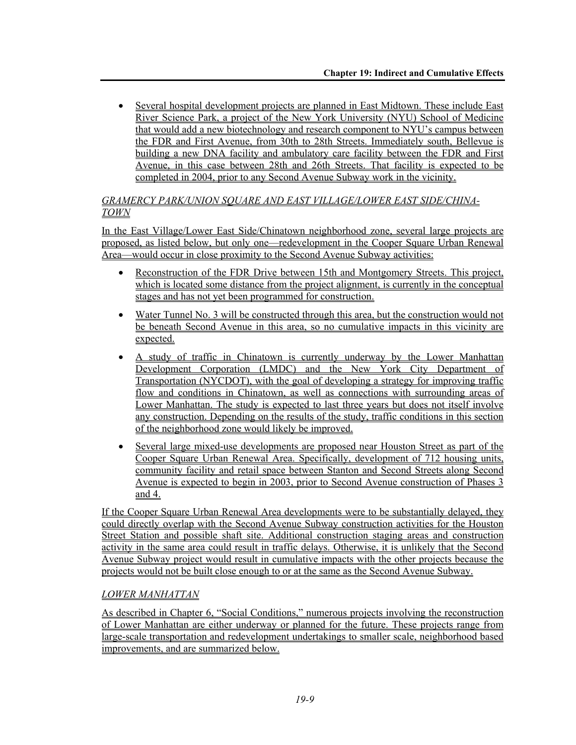- Several hospital development projects are planned in East Midtown. These include East River Science Park, a project of the New York University (NYU) School of Medicine that would add a new biotechnology and research component to NYU's campus between the FDR and First Avenue, from 30th to 28th Streets. Immediately south, Bellevue is building a new DNA facility and ambulatory care facility between the FDR and First Avenue, in this case between 28th and 26th Streets. That facility is expected to be completed in 2004, prior to any Second Avenue Subway work in the vicinity.

*GRAMERCY PARK/UNION SQUARE AND EAST VILLAGE/LOWER EAST SIDE/CHINATOWN*

In the East Village/Lower East Side/Chinatown neighborhood zone, several large projects are proposed, as listed below, but only one—redevelopment in the Cooper Square Urban Renewal Area—would occur in close proximity to the Second Avenue Subway activities:

- Reconstruction of the FDR Drive between 15th and Montgomery Streets. This project, which is located some distance from the project alignment, is currently in the conceptual stages and has not yet been programmed for construction.
- Water Tunnel No. 3 will be constructed through this area, but the construction would not be beneath Second Avenue in this area, so no cumulative impacts in this vicinity are expected.
- A study of traffic in Chinatown is currently underway by the Lower Manhattan Development Corporation (LMDC) and the New York City Department of Transportation (NYCDOT), with the goal of developing a strategy for improving traffic flow and conditions in Chinatown, as well as connections with surrounding areas of Lower Manhattan. The study is expected to last three years but does not itself involve any construction. Depending on the results of the study, traffic conditions in this section of the neighborhood zone would likely be improved.
- Several large mixed-use developments are proposed near Houston Street as part of the Cooper Square Urban Renewal Area. Specifically, development of 712 housing units, community facility and retail space between Stanton and Second Streets along Second Avenue is expected to begin in 2003, prior to Second Avenue construction of Phases 3 and 4.

If the Cooper Square Urban Renewal Area developments were to be substantially delayed, they could directly overlap with the Second Avenue Subway construction activities for the Houston Street Station and possible shaft site. Additional construction staging areas and construction activity in the same area could result in traffic delays. Otherwise, it is unlikely that the Second Avenue Subway project would result in cumulative impacts with the other projects because the projects would not be built close enough to or at the same as the Second Avenue Subway.

*LOWER MANHATTAN*

As described in Chapter 6, "Social Conditions," numerous projects involving the reconstruction of Lower Manhattan are either underway or planned for the future. These projects range from large-scale transportation and redevelopment undertakings to smaller scale, neighborhood based improvements, and are summarized below.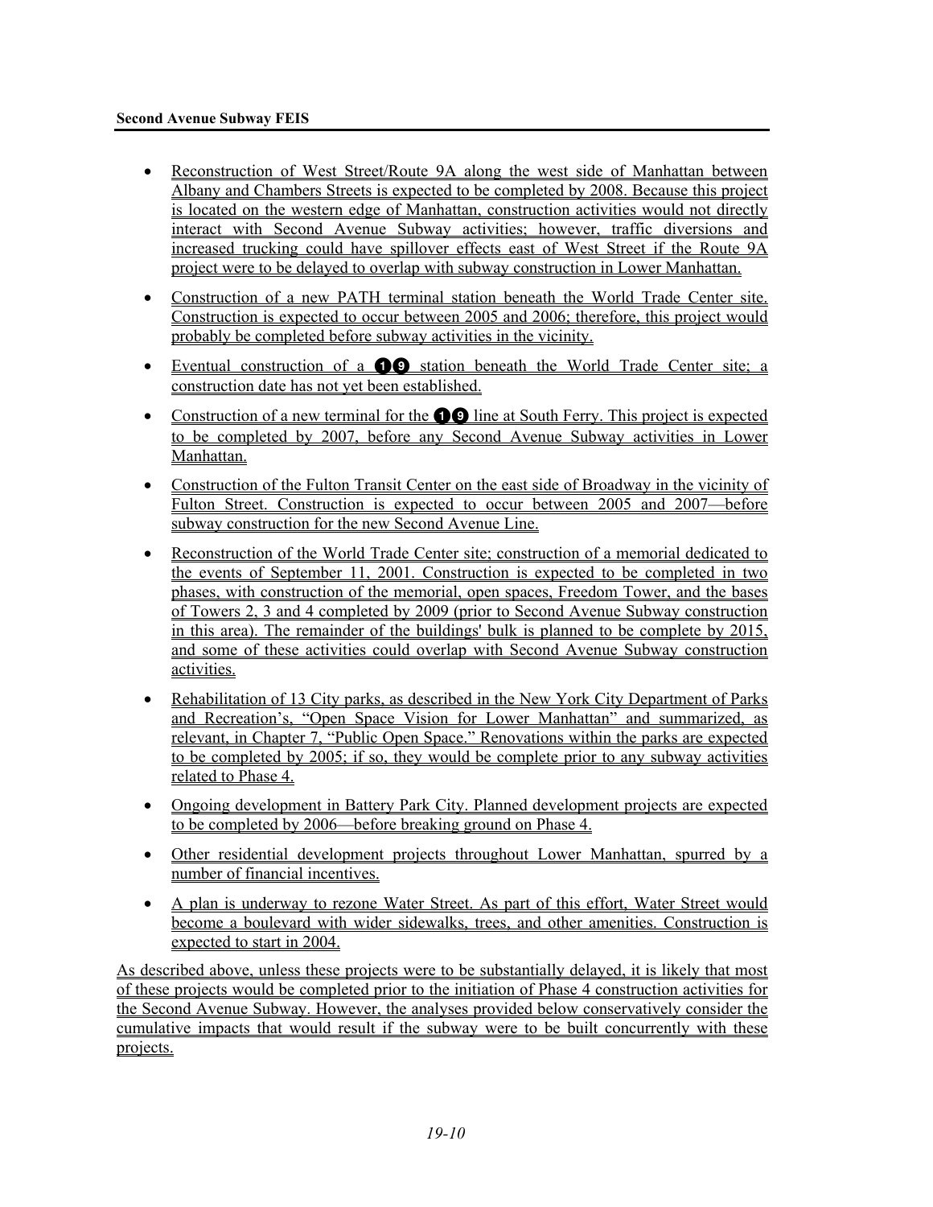- Reconstruction of West Street/Route 9A along the west side of Manhattan between Albany and Chambers Streets is expected to be completed by 2008. Because this project is located on the western edge of Manhattan, construction activities would not directly interact with Second Avenue Subway activities; however, traffic diversions and increased trucking could have spillover effects east of West Street if the Route 9A project were to be delayed to overlap with subway construction in Lower Manhattan.
- Construction of a new PATH terminal station beneath the World Trade Center site. Construction is expected to occur between 2005 and 2006; therefore, this project would probably be completed before subway activities in the vicinity.
- Eventual construction of a 1 9 station beneath the World Trade Center site; a construction date has not yet been established.
- Construction of a new terminal for the 1 9 line at South Ferry. This project is expected to be completed by 2007, before any Second Avenue Subway activities in Lower Manhattan.
- Construction of the Fulton Transit Center on the east side of Broadway in the vicinity of Fulton Street. Construction is expected to occur between 2005 and 2007—before subway construction for the new Second Avenue Line.
- Reconstruction of the World Trade Center site; construction of a memorial dedicated to the events of September 11, 2001. Construction is expected to be completed in two phases, with construction of the memorial, open spaces, Freedom Tower, and the bases of Towers 2, 3 and 4 completed by 2009 (prior to Second Avenue Subway construction in this area). The remainder of the buildings' bulk is planned to be complete by 2015, and some of these activities could overlap with Second Avenue Subway construction activities.
- Rehabilitation of 13 City parks, as described in the New York City Department of Parks and Recreation's, "Open Space Vision for Lower Manhattan" and summarized, as relevant, in Chapter 7, "Public Open Space." Renovations within the parks are expected to be completed by 2005; if so, they would be complete prior to any subway activities related to Phase 4.
- Ongoing development in Battery Park City. Planned development projects are expected to be completed by 2006—before breaking ground on Phase 4.
- Other residential development projects throughout Lower Manhattan, spurred by a number of financial incentives.
- A plan is underway to rezone Water Street. As part of this effort, Water Street would become a boulevard with wider sidewalks, trees, and other amenities. Construction is expected to start in 2004.

As described above, unless these projects were to be substantially delayed, it is likely that most of these projects would be completed prior to the initiation of Phase 4 construction activities for the Second Avenue Subway. However, the analyses provided below conservatively consider the cumulative impacts that would result if the subway were to be built concurrently with these projects.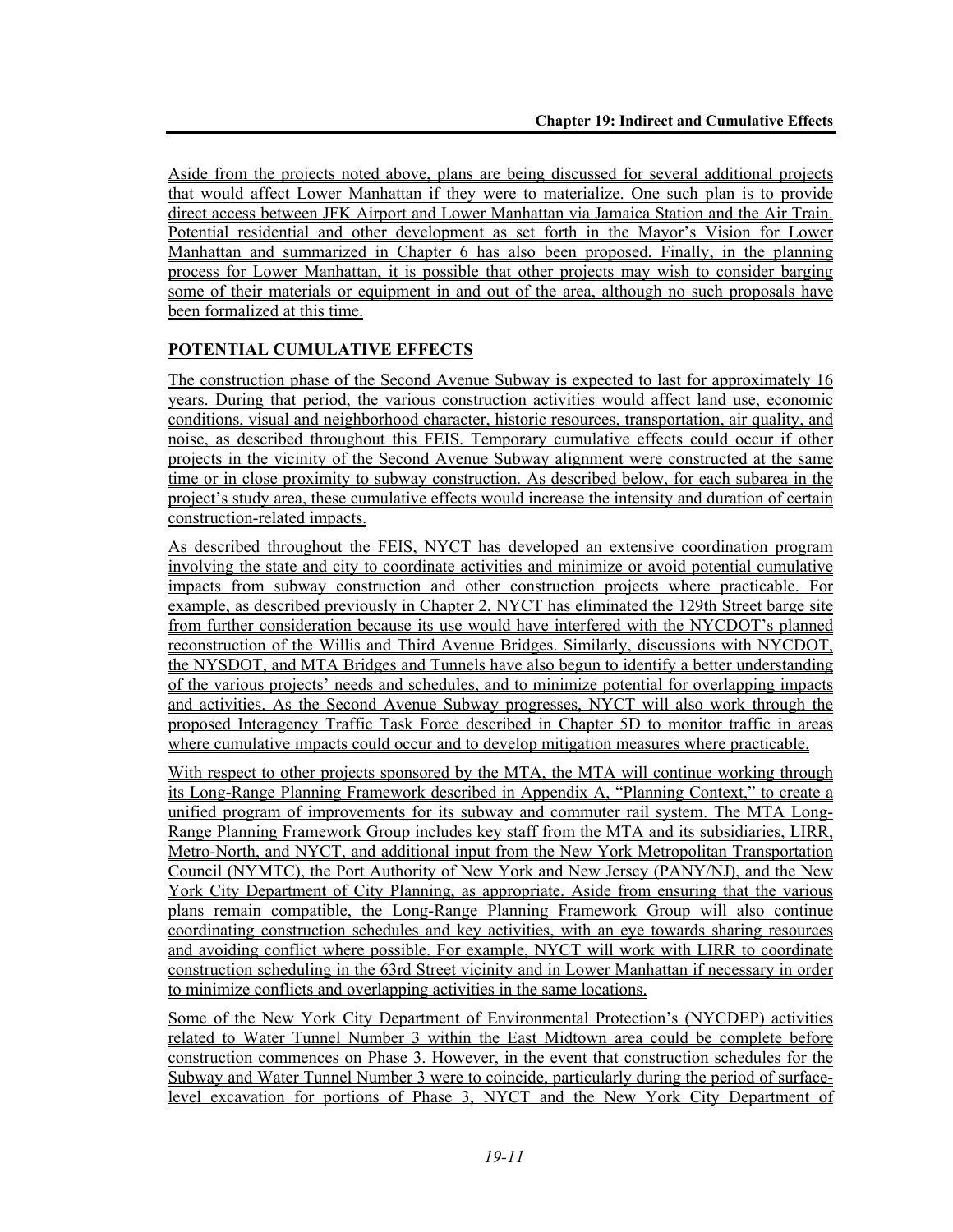Aside from the projects noted above, plans are being discussed for several additional projects that would affect Lower Manhattan if they were to materialize. One such plan is to provide direct access between JFK Airport and Lower Manhattan via Jamaica Station and the Air Train. Potential residential and other development as set forth in the Mayor's Vision for Lower Manhattan and summarized in Chapter 6 has also been proposed. Finally, in the planning process for Lower Manhattan, it is possible that other projects may wish to consider barging some of their materials or equipment in and out of the area, although no such proposals have been formalized at this time.

## POTENTIAL CUMULATIVE EFFECTS

The construction phase of the Second Avenue Subway is expected to last for approximately 16 years. During that period, the various construction activities would affect land use, economic conditions, visual and neighborhood character, historic resources, transportation, air quality, and noise, as described throughout this FEIS. Temporary cumulative effects could occur if other projects in the vicinity of the Second Avenue Subway alignment were constructed at the same time or in close proximity to subway construction. As described below, for each subarea in the project's study area, these cumulative effects would increase the intensity and duration of certain construction-related impacts.

As described throughout the FEIS, NYCT has developed an extensive coordination program involving the state and city to coordinate activities and minimize or avoid potential cumulative impacts from subway construction and other construction projects where practicable. For example, as described previously in Chapter 2, NYCT has eliminated the 129th Street barge site from further consideration because its use would have interfered with the NYCDOT's planned reconstruction of the Willis and Third Avenue Bridges. Similarly, discussions with NYCDOT, the NYSDOT, and MTA Bridges and Tunnels have also begun to identify a better understanding of the various projects' needs and schedules, and to minimize potential for overlapping impacts and activities. As the Second Avenue Subway progresses, NYCT will also work through the proposed Interagency Traffic Task Force described in Chapter 5D to monitor traffic in areas where cumulative impacts could occur and to develop mitigation measures where practicable.

With respect to other projects sponsored by the MTA, the MTA will continue working through its Long-Range Planning Framework described in Appendix A, "Planning Context," to create a unified program of improvements for its subway and commuter rail system. The MTA Long-Range Planning Framework Group includes key staff from the MTA and its subsidiaries, LIRR, Metro-North, and NYCT, and additional input from the New York Metropolitan Transportation Council (NYMTC), the Port Authority of New York and New Jersey (PANY/NJ), and the New York City Department of City Planning, as appropriate. Aside from ensuring that the various plans remain compatible, the Long-Range Planning Framework Group will also continue coordinating construction schedules and key activities, with an eye towards sharing resources and avoiding conflict where possible. For example, NYCT will work with LIRR to coordinate construction scheduling in the 63rd Street vicinity and in Lower Manhattan if necessary in order to minimize conflicts and overlapping activities in the same locations.

Some of the New York City Department of Environmental Protection's (NYCDEP) activities related to Water Tunnel Number 3 within the East Midtown area could be complete before construction commences on Phase 3. However, in the event that construction schedules for the Subway and Water Tunnel Number 3 were to coincide, particularly during the period of surface-level excavation for portions of Phase 3, NYCT and the New York City Department of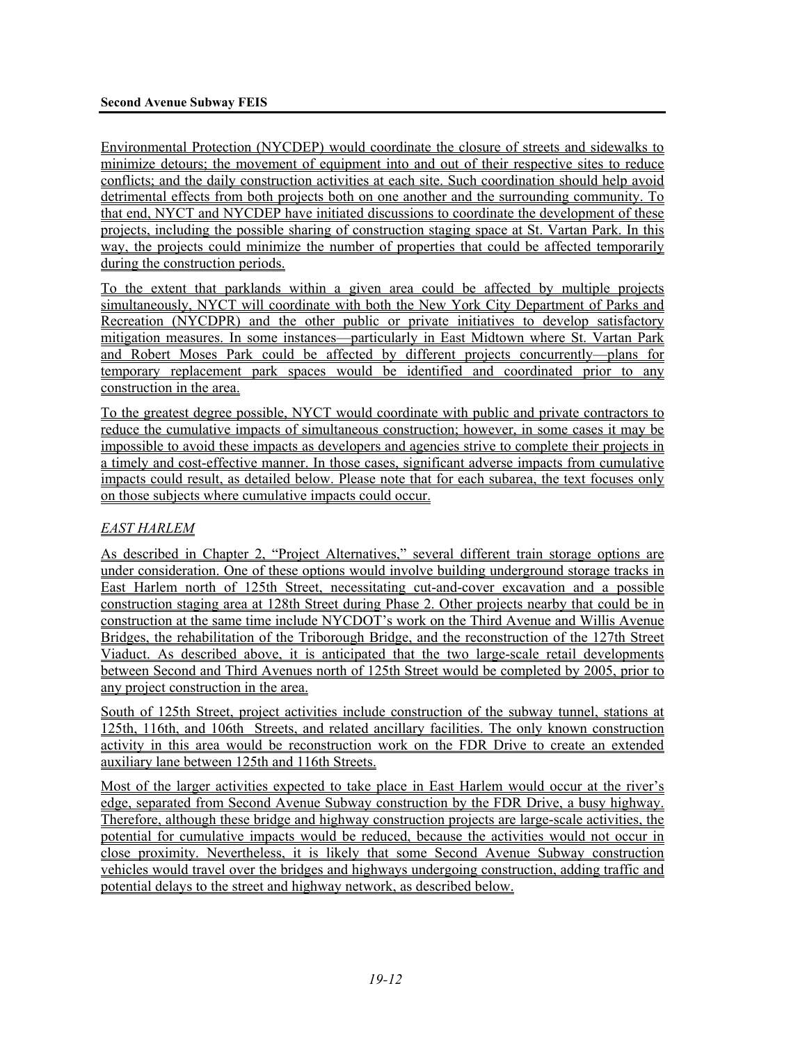Environmental Protection (NYCDEP) would coordinate the closure of streets and sidewalks to minimize detours; the movement of equipment into and out of their respective sites to reduce conflicts; and the daily construction activities at each site. Such coordination should help avoid detrimental effects from both projects both on one another and the surrounding community. To that end, NYCT and NYCDEP have initiated discussions to coordinate the development of these projects, including the possible sharing of construction staging space at St. Vartan Park. In this way, the projects could minimize the number of properties that could be affected temporarily during the construction periods.

To the extent that parklands within a given area could be affected by multiple projects simultaneously, NYCT will coordinate with both the New York City Department of Parks and Recreation (NYCDPR) and the other public or private initiatives to develop satisfactory mitigation measures. In some instances—particularly in East Midtown where St. Vartan Park and Robert Moses Park could be affected by different projects concurrently—plans for temporary replacement park spaces would be identified and coordinated prior to any construction in the area.

To the greatest degree possible, NYCT would coordinate with public and private contractors to reduce the cumulative impacts of simultaneous construction; however, in some cases it may be impossible to avoid these impacts as developers and agencies strive to complete their projects in a timely and cost-effective manner. In those cases, significant adverse impacts from cumulative impacts could result, as detailed below. Please note that for each subarea, the text focuses only on those subjects where cumulative impacts could occur.

*EAST HARLEM*

As described in Chapter 2, "Project Alternatives," several different train storage options are under consideration. One of these options would involve building underground storage tracks in East Harlem north of 125th Street, necessitating cut-and-cover excavation and a possible construction staging area at 128th Street during Phase 2. Other projects nearby that could be in construction at the same time include NYCDOT's work on the Third Avenue and Willis Avenue Bridges, the rehabilitation of the Triborough Bridge, and the reconstruction of the 127th Street Viaduct. As described above, it is anticipated that the two large-scale retail developments between Second and Third Avenues north of 125th Street would be completed by 2005, prior to any project construction in the area.

South of 125th Street, project activities include construction of the subway tunnel, stations at 125th, 116th, and 106th Streets, and related ancillary facilities. The only known construction activity in this area would be reconstruction work on the FDR Drive to create an extended auxiliary lane between 125th and 116th Streets.

Most of the larger activities expected to take place in East Harlem would occur at the river's edge, separated from Second Avenue Subway construction by the FDR Drive, a busy highway. Therefore, although these bridge and highway construction projects are large-scale activities, the potential for cumulative impacts would be reduced, because the activities would not occur in close proximity. Nevertheless, it is likely that some Second Avenue Subway construction vehicles would travel over the bridges and highways undergoing construction, adding traffic and potential delays to the street and highway network, as described below.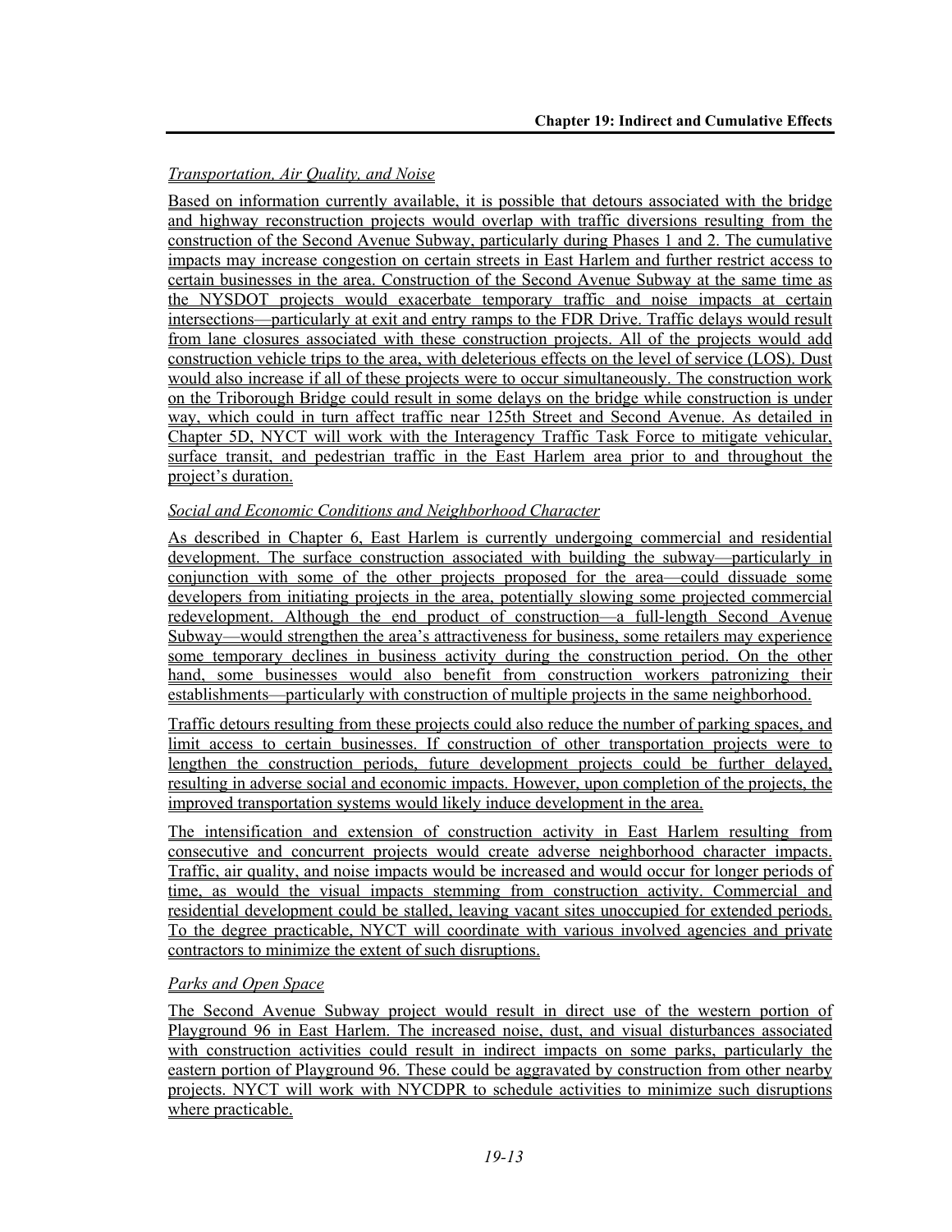*Transportation, Air Quality, and Noise*

Based on information currently available, it is possible that detours associated with the bridge and highway reconstruction projects would overlap with traffic diversions resulting from the construction of the Second Avenue Subway, particularly during Phases 1 and 2. The cumulative impacts may increase congestion on certain streets in East Harlem and further restrict access to certain businesses in the area. Construction of the Second Avenue Subway at the same time as the NYSDOT projects would exacerbate temporary traffic and noise impacts at certain intersections—particularly at exit and entry ramps to the FDR Drive. Traffic delays would result from lane closures associated with these construction projects. All of the projects would add construction vehicle trips to the area, with deleterious effects on the level of service (LOS). Dust would also increase if all of these projects were to occur simultaneously. The construction work on the Triborough Bridge could result in some delays on the bridge while construction is under way, which could in turn affect traffic near 125th Street and Second Avenue. As detailed in Chapter 5D, NYCT will work with the Interagency Traffic Task Force to mitigate vehicular, surface transit, and pedestrian traffic in the East Harlem area prior to and throughout the project's duration.

*Social and Economic Conditions and Neighborhood Character*

As described in Chapter 6, East Harlem is currently undergoing commercial and residential development. The surface construction associated with building the subway—particularly in conjunction with some of the other projects proposed for the area—could dissuade some developers from initiating projects in the area, potentially slowing some projected commercial redevelopment. Although the end product of construction—a full-length Second Avenue Subway—would strengthen the area's attractiveness for business, some retailers may experience some temporary declines in business activity during the construction period. On the other hand, some businesses would also benefit from construction workers patronizing their establishments—particularly with construction of multiple projects in the same neighborhood.

Traffic detours resulting from these projects could also reduce the number of parking spaces, and limit access to certain businesses. If construction of other transportation projects were to lengthen the construction periods, future development projects could be further delayed, resulting in adverse social and economic impacts. However, upon completion of the projects, the improved transportation systems would likely induce development in the area.

The intensification and extension of construction activity in East Harlem resulting from consecutive and concurrent projects would create adverse neighborhood character impacts. Traffic, air quality, and noise impacts would be increased and would occur for longer periods of time, as would the visual impacts stemming from construction activity. Commercial and residential development could be stalled, leaving vacant sites unoccupied for extended periods. To the degree practicable, NYCT will coordinate with various involved agencies and private contractors to minimize the extent of such disruptions.

*Parks and Open Space*

The Second Avenue Subway project would result in direct use of the western portion of Playground 96 in East Harlem. The increased noise, dust, and visual disturbances associated with construction activities could result in indirect impacts on some parks, particularly the eastern portion of Playground 96. These could be aggravated by construction from other nearby projects. NYCT will work with NYCDPR to schedule activities to minimize such disruptions where practicable.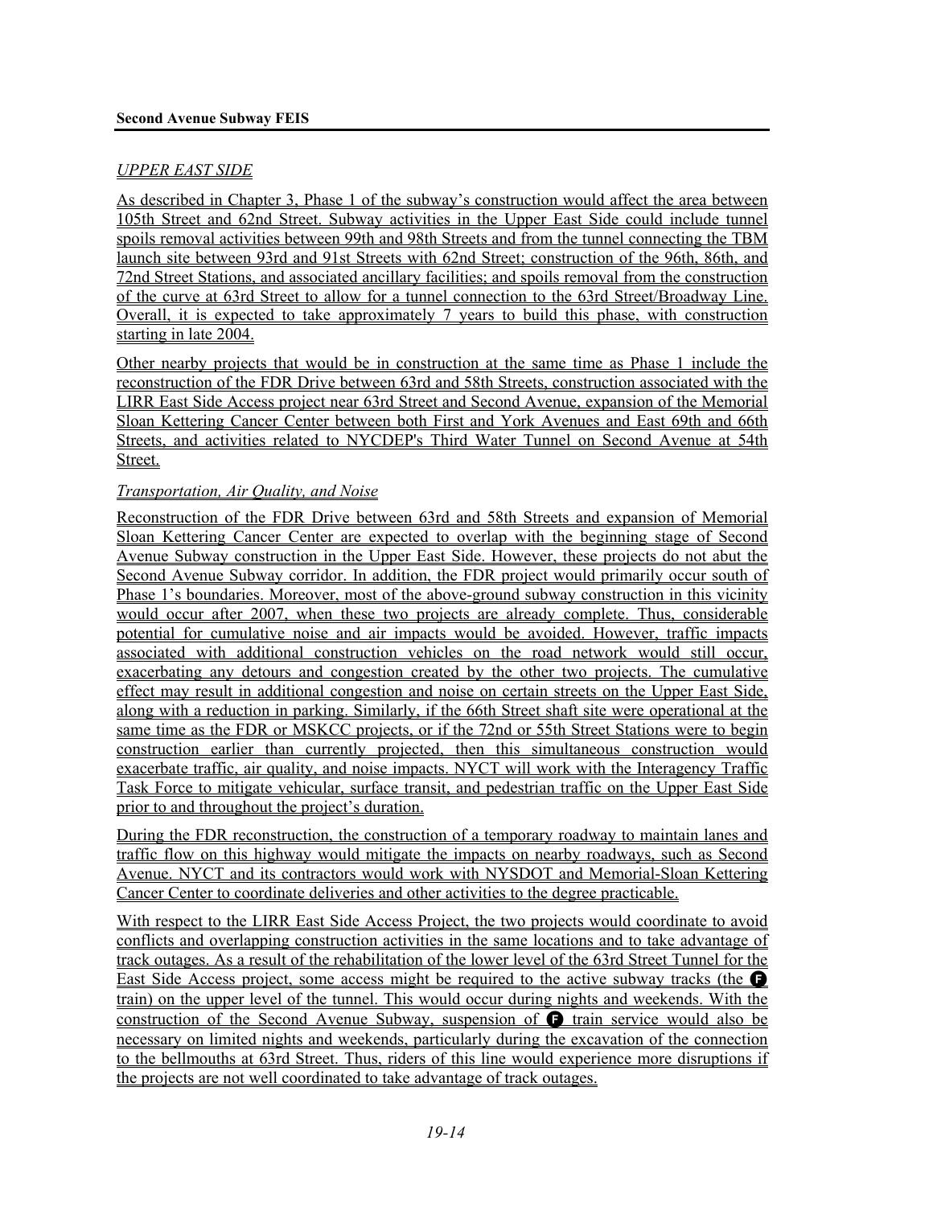*UPPER EAST SIDE*

As described in Chapter 3, Phase 1 of the subway's construction would affect the area between 105th Street and 62nd Street. Subway activities in the Upper East Side could include tunnel spoils removal activities between 99th and 98th Streets and from the tunnel connecting the TBM launch site between 93rd and 91st Streets with 62nd Street; construction of the 96th, 86th, and 72nd Street Stations, and associated ancillary facilities; and spoils removal from the construction of the curve at 63rd Street to allow for a tunnel connection to the 63rd Street/Broadway Line. Overall, it is expected to take approximately 7 years to build this phase, with construction starting in late 2004.

Other nearby projects that would be in construction at the same time as Phase 1 include the reconstruction of the FDR Drive between 63rd and 58th Streets, construction associated with the LIRR East Side Access project near 63rd Street and Second Avenue, expansion of the Memorial Sloan Kettering Cancer Center between both First and York Avenues and East 69th and 66th Streets, and activities related to NYCDEP's Third Water Tunnel on Second Avenue at 54th Street.

*Transportation, Air Quality, and Noise*

Reconstruction of the FDR Drive between 63rd and 58th Streets and expansion of Memorial Sloan Kettering Cancer Center are expected to overlap with the beginning stage of Second Avenue Subway construction in the Upper East Side. However, these projects do not abut the Second Avenue Subway corridor. In addition, the FDR project would primarily occur south of Phase 1's boundaries. Moreover, most of the above-ground subway construction in this vicinity would occur after 2007, when these two projects are already complete. Thus, considerable potential for cumulative noise and air impacts would be avoided. However, traffic impacts associated with additional construction vehicles on the road network would still occur, exacerbating any detours and congestion created by the other two projects. The cumulative effect may result in additional congestion and noise on certain streets on the Upper East Side, along with a reduction in parking. Similarly, if the 66th Street shaft site were operational at the same time as the FDR or MSKCC projects, or if the 72nd or 55th Street Stations were to begin construction earlier than currently projected, then this simultaneous construction would exacerbate traffic, air quality, and noise impacts. NYCT will work with the Interagency Traffic Task Force to mitigate vehicular, surface transit, and pedestrian traffic on the Upper East Side prior to and throughout the project's duration.

During the FDR reconstruction, the construction of a temporary roadway to maintain lanes and traffic flow on this highway would mitigate the impacts on nearby roadways, such as Second Avenue. NYCT and its contractors would work with NYSDOT and Memorial-Sloan Kettering Cancer Center to coordinate deliveries and other activities to the degree practicable.

With respect to the LIRR East Side Access Project, the two projects would coordinate to avoid conflicts and overlapping construction activities in the same locations and to take advantage of track outages. As a result of the rehabilitation of the lower level of the 63rd Street Tunnel for the East Side Access project, some access might be required to the active subway tracks (the F train) on the upper level of the tunnel. This would occur during nights and weekends. With the construction of the Second Avenue Subway, suspension of F train service would also be necessary on limited nights and weekends, particularly during the excavation of the connection to the bellmouths at 63rd Street. Thus, riders of this line would experience more disruptions if the projects are not well coordinated to take advantage of track outages.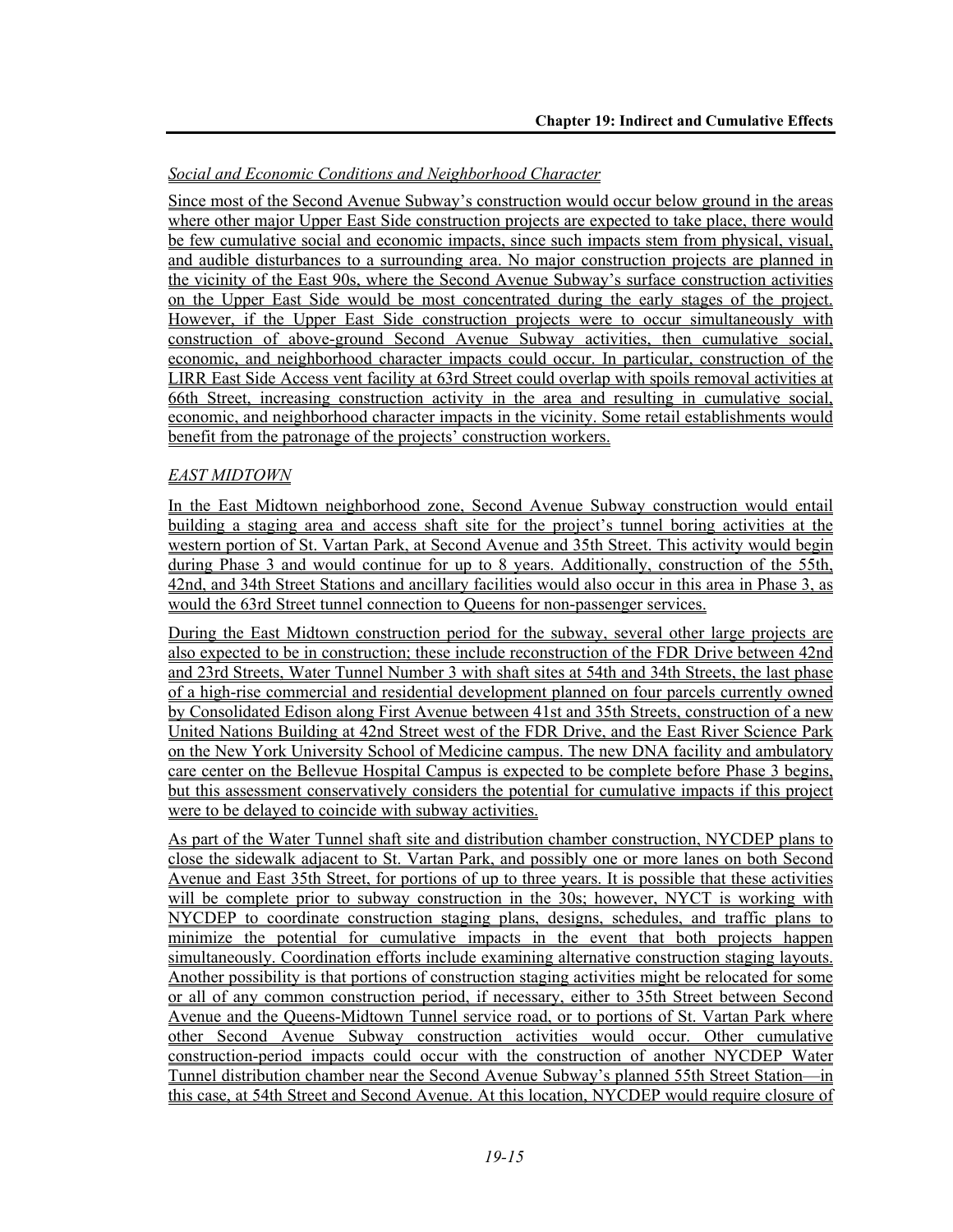*Social and Economic Conditions and Neighborhood Character*

Since most of the Second Avenue Subway's construction would occur below ground in the areas where other major Upper East Side construction projects are expected to take place, there would be few cumulative social and economic impacts, since such impacts stem from physical, visual, and audible disturbances to a surrounding area. No major construction projects are planned in the vicinity of the East 90s, where the Second Avenue Subway's surface construction activities on the Upper East Side would be most concentrated during the early stages of the project. However, if the Upper East Side construction projects were to occur simultaneously with construction of above-ground Second Avenue Subway activities, then cumulative social, economic, and neighborhood character impacts could occur. In particular, construction of the LIRR East Side Access vent facility at 63rd Street could overlap with spoils removal activities at 66th Street, increasing construction activity in the area and resulting in cumulative social, economic, and neighborhood character impacts in the vicinity. Some retail establishments would benefit from the patronage of the projects' construction workers.

*EAST MIDTOWN*

In the East Midtown neighborhood zone, Second Avenue Subway construction would entail building a staging area and access shaft site for the project's tunnel boring activities at the western portion of St. Vartan Park, at Second Avenue and 35th Street. This activity would begin during Phase 3 and would continue for up to 8 years. Additionally, construction of the 55th, 42nd, and 34th Street Stations and ancillary facilities would also occur in this area in Phase 3, as would the 63rd Street tunnel connection to Queens for non-passenger services.

During the East Midtown construction period for the subway, several other large projects are also expected to be in construction; these include reconstruction of the FDR Drive between 42nd and 23rd Streets, Water Tunnel Number 3 with shaft sites at 54th and 34th Streets, the last phase of a high-rise commercial and residential development planned on four parcels currently owned by Consolidated Edison along First Avenue between 41st and 35th Streets, construction of a new United Nations Building at 42nd Street west of the FDR Drive, and the East River Science Park on the New York University School of Medicine campus. The new DNA facility and ambulatory care center on the Bellevue Hospital Campus is expected to be complete before Phase 3 begins, but this assessment conservatively considers the potential for cumulative impacts if this project were to be delayed to coincide with subway activities.

As part of the Water Tunnel shaft site and distribution chamber construction, NYCDEP plans to close the sidewalk adjacent to St. Vartan Park, and possibly one or more lanes on both Second Avenue and East 35th Street, for portions of up to three years. It is possible that these activities will be complete prior to subway construction in the 30s; however, NYCT is working with NYCDEP to coordinate construction staging plans, designs, schedules, and traffic plans to minimize the potential for cumulative impacts in the event that both projects happen simultaneously. Coordination efforts include examining alternative construction staging layouts. Another possibility is that portions of construction staging activities might be relocated for some or all of any common construction period, if necessary, either to 35th Street between Second Avenue and the Queens-Midtown Tunnel service road, or to portions of St. Vartan Park where other Second Avenue Subway construction activities would occur. Other cumulative construction-period impacts could occur with the construction of another NYCDEP Water Tunnel distribution chamber near the Second Avenue Subway's planned 55th Street Station—in this case, at 54th Street and Second Avenue. At this location, NYCDEP would require closure of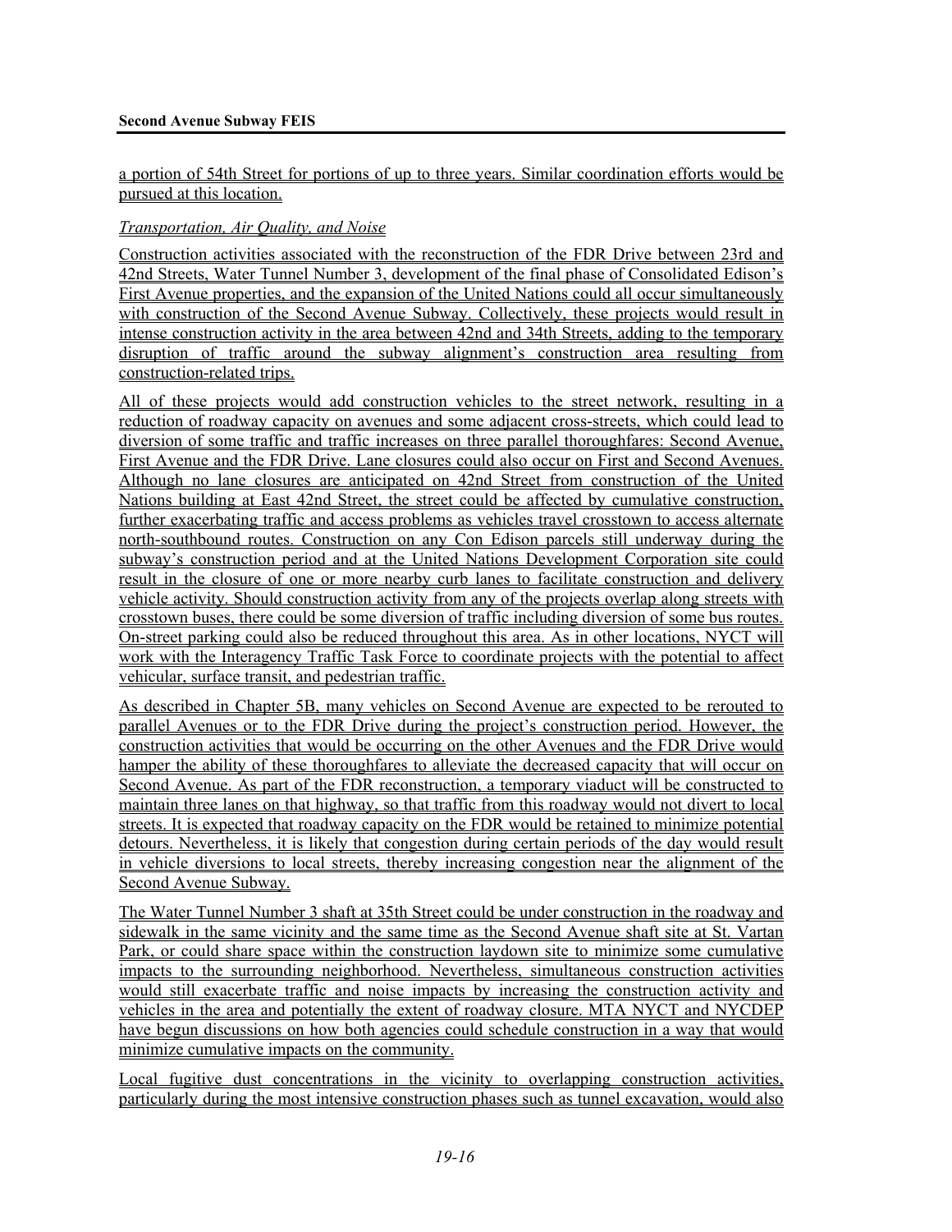a portion of 54th Street for portions of up to three years. Similar coordination efforts would be pursued at this location.

*Transportation, Air Quality, and Noise*

Construction activities associated with the reconstruction of the FDR Drive between 23rd and 42nd Streets, Water Tunnel Number 3, development of the final phase of Consolidated Edison's First Avenue properties, and the expansion of the United Nations could all occur simultaneously with construction of the Second Avenue Subway. Collectively, these projects would result in intense construction activity in the area between 42nd and 34th Streets, adding to the temporary disruption of traffic around the subway alignment's construction area resulting from construction-related trips.

All of these projects would add construction vehicles to the street network, resulting in a reduction of roadway capacity on avenues and some adjacent cross-streets, which could lead to diversion of some traffic and traffic increases on three parallel thoroughfares: Second Avenue, First Avenue and the FDR Drive. Lane closures could also occur on First and Second Avenues. Although no lane closures are anticipated on 42nd Street from construction of the United Nations building at East 42nd Street, the street could be affected by cumulative construction, further exacerbating traffic and access problems as vehicles travel crosstown to access alternate north-southbound routes. Construction on any Con Edison parcels still underway during the subway's construction period and at the United Nations Development Corporation site could result in the closure of one or more nearby curb lanes to facilitate construction and delivery vehicle activity. Should construction activity from any of the projects overlap along streets with crosstown buses, there could be some diversion of traffic including diversion of some bus routes. On-street parking could also be reduced throughout this area. As in other locations, NYCT will work with the Interagency Traffic Task Force to coordinate projects with the potential to affect vehicular, surface transit, and pedestrian traffic.

As described in Chapter 5B, many vehicles on Second Avenue are expected to be rerouted to parallel Avenues or to the FDR Drive during the project's construction period. However, the construction activities that would be occurring on the other Avenues and the FDR Drive would hamper the ability of these thoroughfares to alleviate the decreased capacity that will occur on Second Avenue. As part of the FDR reconstruction, a temporary viaduct will be constructed to maintain three lanes on that highway, so that traffic from this roadway would not divert to local streets. It is expected that roadway capacity on the FDR would be retained to minimize potential detours. Nevertheless, it is likely that congestion during certain periods of the day would result in vehicle diversions to local streets, thereby increasing congestion near the alignment of the Second Avenue Subway.

The Water Tunnel Number 3 shaft at 35th Street could be under construction in the roadway and sidewalk in the same vicinity and the same time as the Second Avenue shaft site at St. Vartan Park, or could share space within the construction laydown site to minimize some cumulative impacts to the surrounding neighborhood. Nevertheless, simultaneous construction activities would still exacerbate traffic and noise impacts by increasing the construction activity and vehicles in the area and potentially the extent of roadway closure. MTA NYCT and NYCDEP have begun discussions on how both agencies could schedule construction in a way that would minimize cumulative impacts on the community.

Local fugitive dust concentrations in the vicinity to overlapping construction activities, particularly during the most intensive construction phases such as tunnel excavation, would also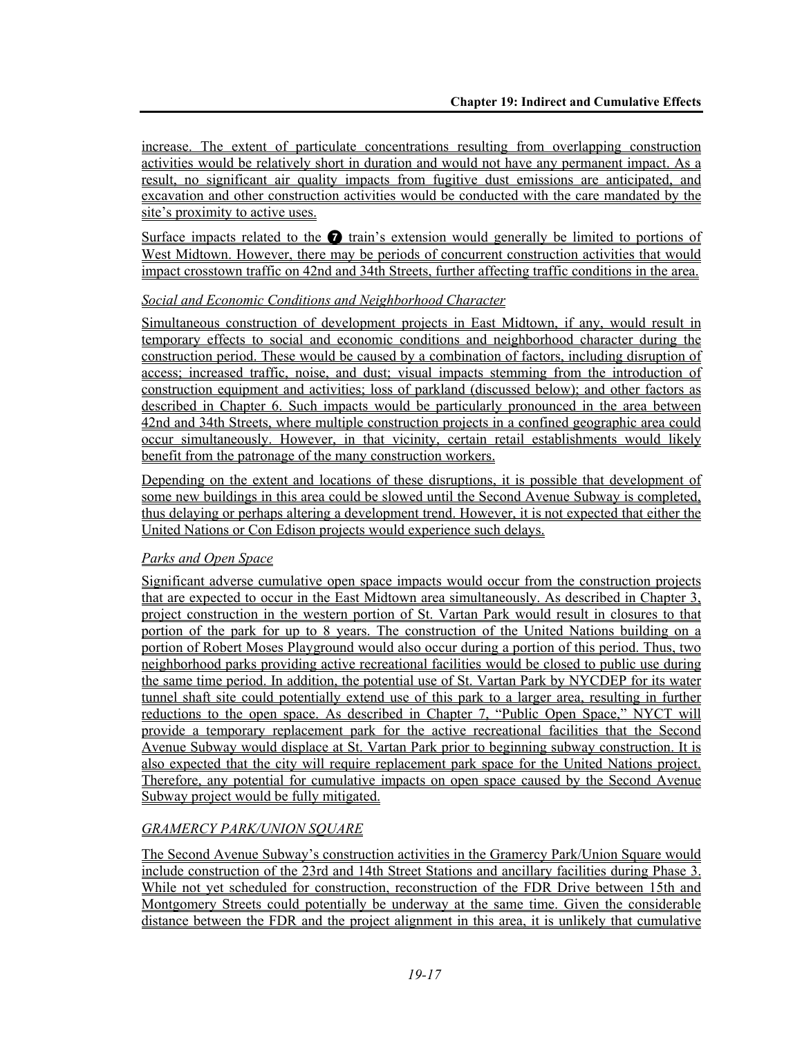increase. The extent of particulate concentrations resulting from overlapping construction activities would be relatively short in duration and would not have any permanent impact. As a result, no significant air quality impacts from fugitive dust emissions are anticipated, and excavation and other construction activities would be conducted with the care mandated by the site's proximity to active uses.

Surface impacts related to the ❼ train's extension would generally be limited to portions of West Midtown. However, there may be periods of concurrent construction activities that would impact crosstown traffic on 42nd and 34th Streets, further affecting traffic conditions in the area.

*Social and Economic Conditions and Neighborhood Character*

Simultaneous construction of development projects in East Midtown, if any, would result in temporary effects to social and economic conditions and neighborhood character during the construction period. These would be caused by a combination of factors, including disruption of access; increased traffic, noise, and dust; visual impacts stemming from the introduction of construction equipment and activities; loss of parkland (discussed below); and other factors as described in Chapter 6. Such impacts would be particularly pronounced in the area between 42nd and 34th Streets, where multiple construction projects in a confined geographic area could occur simultaneously. However, in that vicinity, certain retail establishments would likely benefit from the patronage of the many construction workers.

Depending on the extent and locations of these disruptions, it is possible that development of some new buildings in this area could be slowed until the Second Avenue Subway is completed, thus delaying or perhaps altering a development trend. However, it is not expected that either the United Nations or Con Edison projects would experience such delays.

*Parks and Open Space*

Significant adverse cumulative open space impacts would occur from the construction projects that are expected to occur in the East Midtown area simultaneously. As described in Chapter 3, project construction in the western portion of St. Vartan Park would result in closures to that portion of the park for up to 8 years. The construction of the United Nations building on a portion of Robert Moses Playground would also occur during a portion of this period. Thus, two neighborhood parks providing active recreational facilities would be closed to public use during the same time period. In addition, the potential use of St. Vartan Park by NYCDEP for its water tunnel shaft site could potentially extend use of this park to a larger area, resulting in further reductions to the open space. As described in Chapter 7, "Public Open Space," NYCT will provide a temporary replacement park for the active recreational facilities that the Second Avenue Subway would displace at St. Vartan Park prior to beginning subway construction. It is also expected that the city will require replacement park space for the United Nations project. Therefore, any potential for cumulative impacts on open space caused by the Second Avenue Subway project would be fully mitigated.

*GRAMERCY PARK/UNION SQUARE*

The Second Avenue Subway's construction activities in the Gramercy Park/Union Square would include construction of the 23rd and 14th Street Stations and ancillary facilities during Phase 3. While not yet scheduled for construction, reconstruction of the FDR Drive between 15th and Montgomery Streets could potentially be underway at the same time. Given the considerable distance between the FDR and the project alignment in this area, it is unlikely that cumulative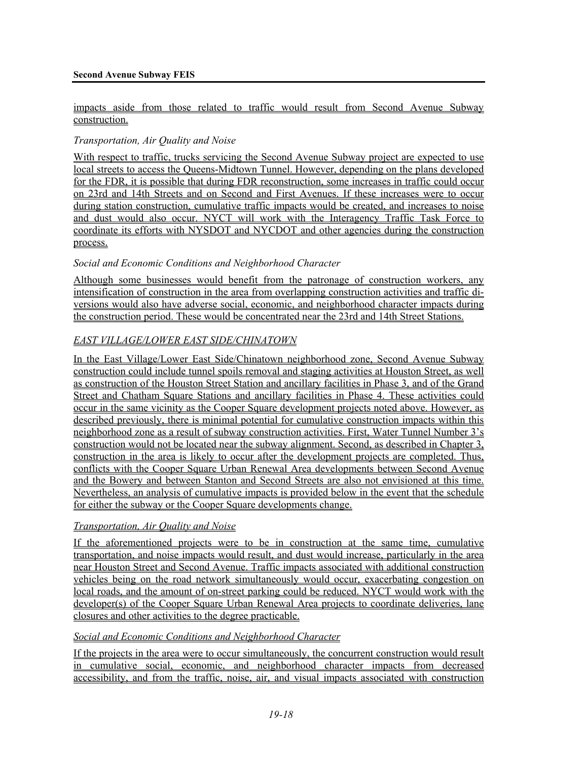impacts aside from those related to traffic would result from Second Avenue Subway construction.

*Transportation, Air Quality and Noise*

With respect to traffic, trucks servicing the Second Avenue Subway project are expected to use local streets to access the Queens-Midtown Tunnel. However, depending on the plans developed for the FDR, it is possible that during FDR reconstruction, some increases in traffic could occur on 23rd and 14th Streets and on Second and First Avenues. If these increases were to occur during station construction, cumulative traffic impacts would be created, and increases to noise and dust would also occur. NYCT will work with the Interagency Traffic Task Force to coordinate its efforts with NYSDOT and NYCDOT and other agencies during the construction process.

*Social and Economic Conditions and Neighborhood Character*

Although some businesses would benefit from the patronage of construction workers, any intensification of construction in the area from overlapping construction activities and traffic diversions would also have adverse social, economic, and neighborhood character impacts during the construction period. These would be concentrated near the 23rd and 14th Street Stations.

*EAST VILLAGE/LOWER EAST SIDE/CHINATOWN*

In the East Village/Lower East Side/Chinatown neighborhood zone, Second Avenue Subway construction could include tunnel spoils removal and staging activities at Houston Street, as well as construction of the Houston Street Station and ancillary facilities in Phase 3, and of the Grand Street and Chatham Square Stations and ancillary facilities in Phase 4. These activities could occur in the same vicinity as the Cooper Square development projects noted above. However, as described previously, there is minimal potential for cumulative construction impacts within this neighborhood zone as a result of subway construction activities. First, Water Tunnel Number 3's construction would not be located near the subway alignment. Second, as described in Chapter 3, construction in the area is likely to occur after the development projects are completed. Thus, conflicts with the Cooper Square Urban Renewal Area developments between Second Avenue and the Bowery and between Stanton and Second Streets are also not envisioned at this time. Nevertheless, an analysis of cumulative impacts is provided below in the event that the schedule for either the subway or the Cooper Square developments change.

*Transportation, Air Quality and Noise*

If the aforementioned projects were to be in construction at the same time, cumulative transportation, and noise impacts would result, and dust would increase, particularly in the area near Houston Street and Second Avenue. Traffic impacts associated with additional construction vehicles being on the road network simultaneously would occur, exacerbating congestion on local roads, and the amount of on-street parking could be reduced. NYCT would work with the developer(s) of the Cooper Square Urban Renewal Area projects to coordinate deliveries, lane closures and other activities to the degree practicable.

*Social and Economic Conditions and Neighborhood Character*

If the projects in the area were to occur simultaneously, the concurrent construction would result in cumulative social, economic, and neighborhood character impacts from decreased accessibility, and from the traffic, noise, air, and visual impacts associated with construction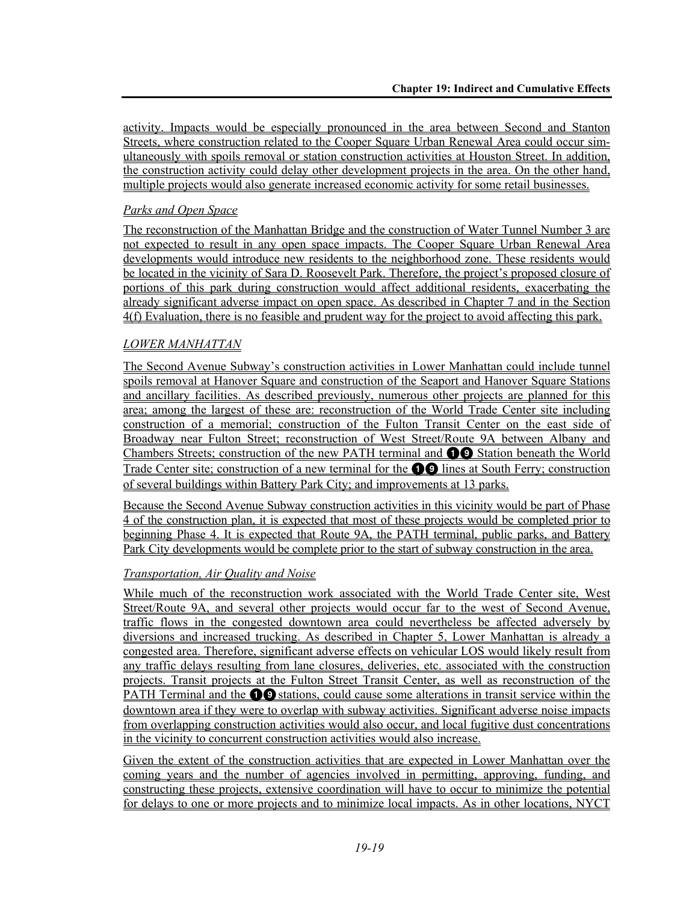activity. Impacts would be especially pronounced in the area between Second and Stanton Streets, where construction related to the Cooper Square Urban Renewal Area could occur simultaneously with spoils removal or station construction activities at Houston Street. In addition, the construction activity could delay other development projects in the area. On the other hand, multiple projects would also generate increased economic activity for some retail businesses.

*Parks and Open Space*

The reconstruction of the Manhattan Bridge and the construction of Water Tunnel Number 3 are not expected to result in any open space impacts. The Cooper Square Urban Renewal Area developments would introduce new residents to the neighborhood zone. These residents would be located in the vicinity of Sara D. Roosevelt Park. Therefore, the project's proposed closure of portions of this park during construction would affect additional residents, exacerbating the already significant adverse impact on open space. As described in Chapter 7 and in the Section 4(f) Evaluation, there is no feasible and prudent way for the project to avoid affecting this park.

### *LOWER MANHATTAN*

The Second Avenue Subway's construction activities in Lower Manhattan could include tunnel spoils removal at Hanover Square and construction of the Seaport and Hanover Square Stations and ancillary facilities. As described previously, numerous other projects are planned for this area; among the largest of these are: reconstruction of the World Trade Center site including construction of a memorial; construction of the Fulton Transit Center on the east side of Broadway near Fulton Street; reconstruction of West Street/Route 9A between Albany and Chambers Streets; construction of the new PATH terminal and ❶❾ Station beneath the World Trade Center site; construction of a new terminal for the ❶❾ lines at South Ferry; construction of several buildings within Battery Park City; and improvements at 13 parks.

Because the Second Avenue Subway construction activities in this vicinity would be part of Phase 4 of the construction plan, it is expected that most of these projects would be completed prior to beginning Phase 4. It is expected that Route 9A, the PATH terminal, public parks, and Battery Park City developments would be complete prior to the start of subway construction in the area.

*Transportation, Air Quality and Noise*

While much of the reconstruction work associated with the World Trade Center site, West Street/Route 9A, and several other projects would occur far to the west of Second Avenue, traffic flows in the congested downtown area could nevertheless be affected adversely by diversions and increased trucking. As described in Chapter 5, Lower Manhattan is already a congested area. Therefore, significant adverse effects on vehicular LOS would likely result from any traffic delays resulting from lane closures, deliveries, etc. associated with the construction projects. Transit projects at the Fulton Street Transit Center, as well as reconstruction of the PATH Terminal and the ❶❾ stations, could cause some alterations in transit service within the downtown area if they were to overlap with subway activities. Significant adverse noise impacts from overlapping construction activities would also occur, and local fugitive dust concentrations in the vicinity to concurrent construction activities would also increase.

Given the extent of the construction activities that are expected in Lower Manhattan over the coming years and the number of agencies involved in permitting, approving, funding, and constructing these projects, extensive coordination will have to occur to minimize the potential for delays to one or more projects and to minimize local impacts. As in other locations, NYCT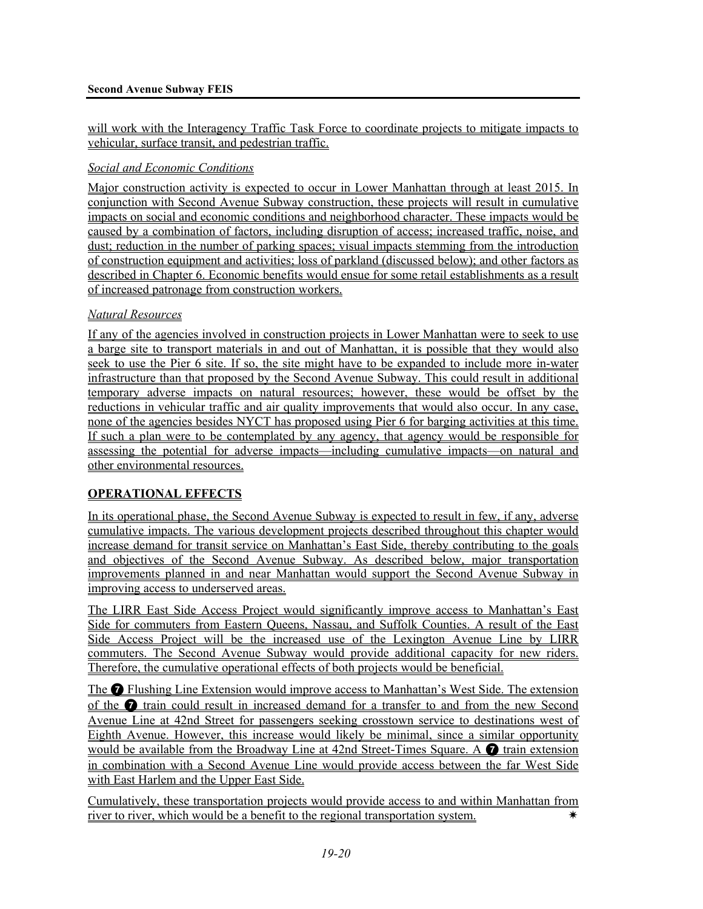will work with the Interagency Traffic Task Force to coordinate projects to mitigate impacts to vehicular, surface transit, and pedestrian traffic.

*Social and Economic Conditions*

Major construction activity is expected to occur in Lower Manhattan through at least 2015. In conjunction with Second Avenue Subway construction, these projects will result in cumulative impacts on social and economic conditions and neighborhood character. These impacts would be caused by a combination of factors, including disruption of access; increased traffic, noise, and dust; reduction in the number of parking spaces; visual impacts stemming from the introduction of construction equipment and activities; loss of parkland (discussed below); and other factors as described in Chapter 6. Economic benefits would ensue for some retail establishments as a result of increased patronage from construction workers.

*Natural Resources*

If any of the agencies involved in construction projects in Lower Manhattan were to seek to use a barge site to transport materials in and out of Manhattan, it is possible that they would also seek to use the Pier 6 site. If so, the site might have to be expanded to include more in-water infrastructure than that proposed by the Second Avenue Subway. This could result in additional temporary adverse impacts on natural resources; however, these would be offset by the reductions in vehicular traffic and air quality improvements that would also occur. In any case, none of the agencies besides NYCT has proposed using Pier 6 for barging activities at this time. If such a plan were to be contemplated by any agency, that agency would be responsible for assessing the potential for adverse impacts—including cumulative impacts—on natural and other environmental resources.

## OPERATIONAL EFFECTS

In its operational phase, the Second Avenue Subway is expected to result in few, if any, adverse cumulative impacts. The various development projects described throughout this chapter would increase demand for transit service on Manhattan's East Side, thereby contributing to the goals and objectives of the Second Avenue Subway. As described below, major transportation improvements planned in and near Manhattan would support the Second Avenue Subway in improving access to underserved areas.

The LIRR East Side Access Project would significantly improve access to Manhattan's East Side for commuters from Eastern Queens, Nassau, and Suffolk Counties. A result of the East Side Access Project will be the increased use of the Lexington Avenue Line by LIRR commuters. The Second Avenue Subway would provide additional capacity for new riders. Therefore, the cumulative operational effects of both projects would be beneficial.

The ❼ Flushing Line Extension would improve access to Manhattan's West Side. The extension of the ❼ train could result in increased demand for a transfer to and from the new Second Avenue Line at 42nd Street for passengers seeking crosstown service to destinations west of Eighth Avenue. However, this increase would likely be minimal, since a similar opportunity would be available from the Broadway Line at 42nd Street-Times Square. A ❼ train extension in combination with a Second Avenue Line would provide access between the far West Side with East Harlem and the Upper East Side.

Cumulatively, these transportation projects would provide access to and within Manhattan from river to river, which would be a benefit to the regional transportation system. ✷